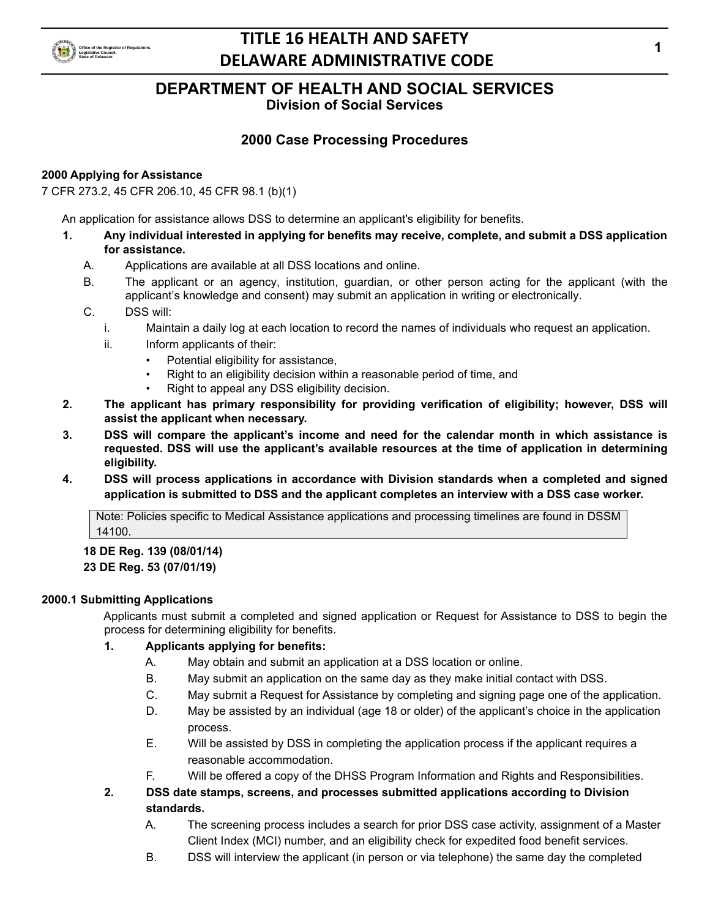# DEPARTMENT OF HEALTH AND SOCIAL SERVICES

## Division of Social Services

### 2000 Case Processing Procedures

**2000 Applying for Assistance**

7 CFR 273.2, 45 CFR 206.10, 45 CFR 98.1 (b)(1)

An application for assistance allows DSS to determine an applicant's eligibility for benefits.

1. **Any individual interested in applying for benefits may receive, complete, and submit a DSS application for assistance.**
   - A. Applications are available at all DSS locations and online.
   - B. The applicant or an agency, institution, guardian, or other person acting for the applicant (with the applicant's knowledge and consent) may submit an application in writing or electronically.
   - C. DSS will:
     - i. Maintain a daily log at each location to record the names of individuals who request an application.
     - ii. Inform applicants of their:
       - Potential eligibility for assistance,
       - Right to an eligibility decision within a reasonable period of time, and
       - Right to appeal any DSS eligibility decision.
2. **The applicant has primary responsibility for providing verification of eligibility; however, DSS will assist the applicant when necessary.**
3. **DSS will compare the applicant's income and need for the calendar month in which assistance is requested. DSS will use the applicant's available resources at the time of application in determining eligibility.**
4. **DSS will process applications in accordance with Division standards when a completed and signed application is submitted to DSS and the applicant completes an interview with a DSS case worker.**

> Note: Policies specific to Medical Assistance applications and processing timelines are found in DSSM 14100.

**18 DE Reg. 139 (08/01/14)**
**23 DE Reg. 53 (07/01/19)**

**2000.1 Submitting Applications**

Applicants must submit a completed and signed application or Request for Assistance to DSS to begin the process for determining eligibility for benefits.

1. **Applicants applying for benefits:**
   - A. May obtain and submit an application at a DSS location or online.
   - B. May submit an application on the same day as they make initial contact with DSS.
   - C. May submit a Request for Assistance by completing and signing page one of the application.
   - D. May be assisted by an individual (age 18 or older) of the applicant's choice in the application process.
   - E. Will be assisted by DSS in completing the application process if the applicant requires a reasonable accommodation.
   - F. Will be offered a copy of the DHSS Program Information and Rights and Responsibilities.
2. **DSS date stamps, screens, and processes submitted applications according to Division standards.**
   - A. The screening process includes a search for prior DSS case activity, assignment of a Master Client Index (MCI) number, and an eligibility check for expedited food benefit services.
   - B. DSS will interview the applicant (in person or via telephone) the same day the completed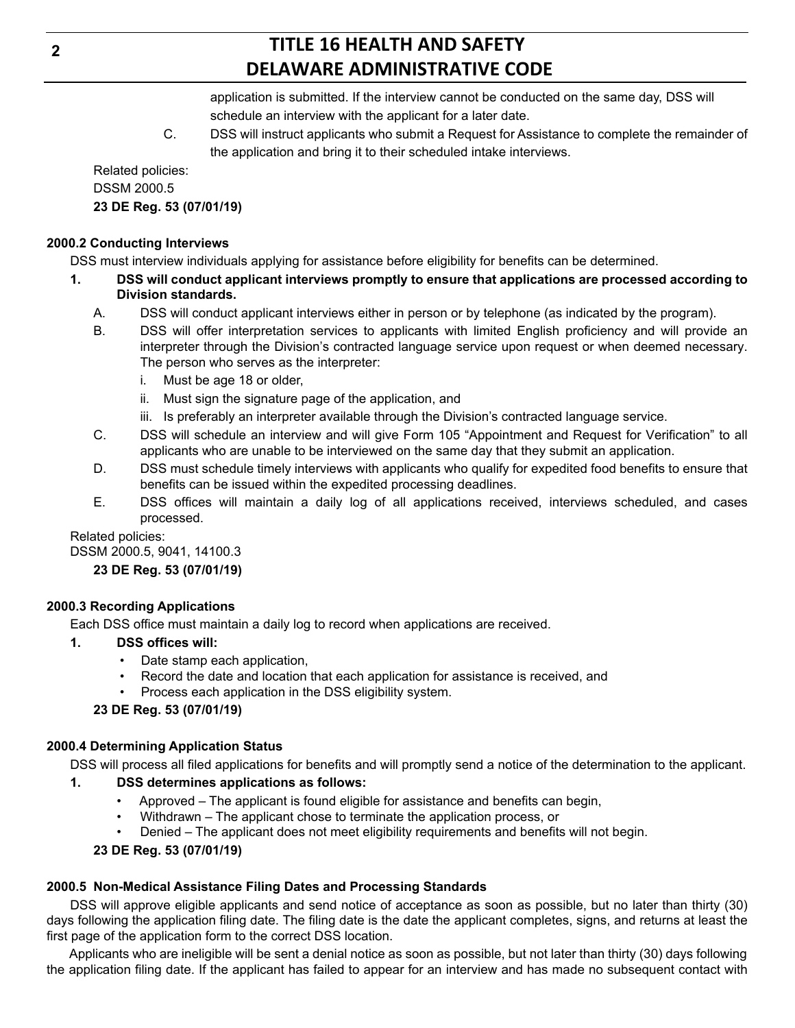application is submitted. If the interview cannot be conducted on the same day, DSS will schedule an interview with the applicant for a later date.

C. DSS will instruct applicants who submit a Request for Assistance to complete the remainder of the application and bring it to their scheduled intake interviews.

Related policies:
DSSM 2000.5
**23 DE Reg. 53 (07/01/19)**

### 2000.2 Conducting Interviews

DSS must interview individuals applying for assistance before eligibility for benefits can be determined.

**1. DSS will conduct applicant interviews promptly to ensure that applications are processed according to Division standards.**

A. DSS will conduct applicant interviews either in person or by telephone (as indicated by the program).

B. DSS will offer interpretation services to applicants with limited English proficiency and will provide an interpreter through the Division's contracted language service upon request or when deemed necessary. The person who serves as the interpreter:

i. Must be age 18 or older,

ii. Must sign the signature page of the application, and

iii. Is preferably an interpreter available through the Division's contracted language service.

C. DSS will schedule an interview and will give Form 105 "Appointment and Request for Verification" to all applicants who are unable to be interviewed on the same day that they submit an application.

D. DSS must schedule timely interviews with applicants who qualify for expedited food benefits to ensure that benefits can be issued within the expedited processing deadlines.

E. DSS offices will maintain a daily log of all applications received, interviews scheduled, and cases processed.

Related policies:
DSSM 2000.5, 9041, 14100.3
**23 DE Reg. 53 (07/01/19)**

### 2000.3 Recording Applications

Each DSS office must maintain a daily log to record when applications are received.

**1. DSS offices will:**

- Date stamp each application,
- Record the date and location that each application for assistance is received, and
- Process each application in the DSS eligibility system.

**23 DE Reg. 53 (07/01/19)**

### 2000.4 Determining Application Status

DSS will process all filed applications for benefits and will promptly send a notice of the determination to the applicant.

**1. DSS determines applications as follows:**

- Approved – The applicant is found eligible for assistance and benefits can begin,
- Withdrawn – The applicant chose to terminate the application process, or
- Denied – The applicant does not meet eligibility requirements and benefits will not begin.

**23 DE Reg. 53 (07/01/19)**

### 2000.5 Non-Medical Assistance Filing Dates and Processing Standards

DSS will approve eligible applicants and send notice of acceptance as soon as possible, but no later than thirty (30) days following the application filing date. The filing date is the date the applicant completes, signs, and returns at least the first page of the application form to the correct DSS location.

Applicants who are ineligible will be sent a denial notice as soon as possible, but not later than thirty (30) days following the application filing date. If the applicant has failed to appear for an interview and has made no subsequent contact with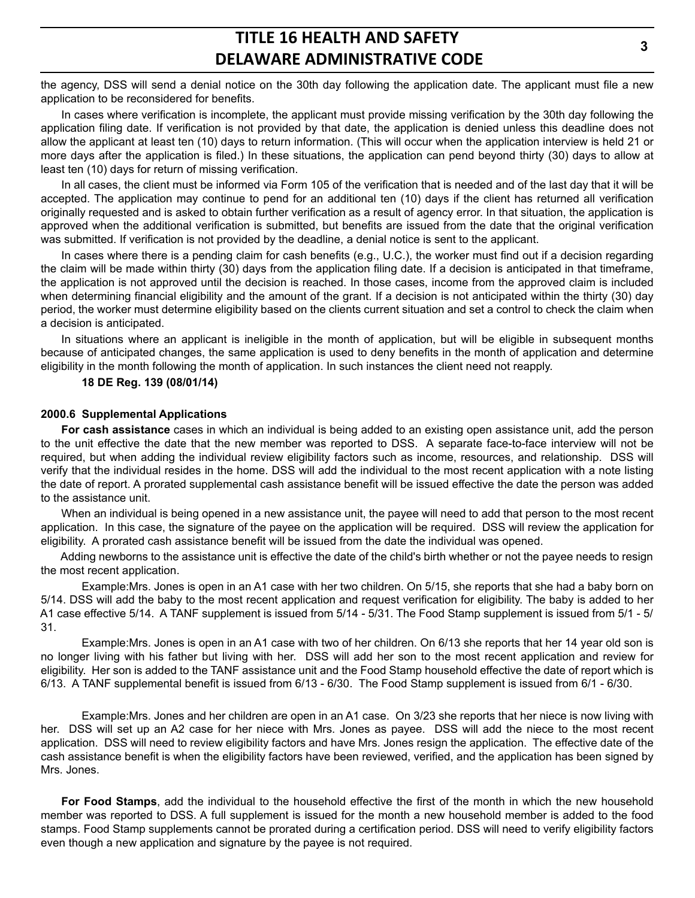the agency, DSS will send a denial notice on the 30th day following the application date. The applicant must file a new application to be reconsidered for benefits.

In cases where verification is incomplete, the applicant must provide missing verification by the 30th day following the application filing date. If verification is not provided by that date, the application is denied unless this deadline does not allow the applicant at least ten (10) days to return information. (This will occur when the application interview is held 21 or more days after the application is filed.) In these situations, the application can pend beyond thirty (30) days to allow at least ten (10) days for return of missing verification.

In all cases, the client must be informed via Form 105 of the verification that is needed and of the last day that it will be accepted. The application may continue to pend for an additional ten (10) days if the client has returned all verification originally requested and is asked to obtain further verification as a result of agency error. In that situation, the application is approved when the additional verification is submitted, but benefits are issued from the date that the original verification was submitted. If verification is not provided by the deadline, a denial notice is sent to the applicant.

In cases where there is a pending claim for cash benefits (e.g., U.C.), the worker must find out if a decision regarding the claim will be made within thirty (30) days from the application filing date. If a decision is anticipated in that timeframe, the application is not approved until the decision is reached. In those cases, income from the approved claim is included when determining financial eligibility and the amount of the grant. If a decision is not anticipated within the thirty (30) day period, the worker must determine eligibility based on the clients current situation and set a control to check the claim when a decision is anticipated.

In situations where an applicant is ineligible in the month of application, but will be eligible in subsequent months because of anticipated changes, the same application is used to deny benefits in the month of application and determine eligibility in the month following the month of application. In such instances the client need not reapply.

**18 DE Reg. 139 (08/01/14)**

#### 2000.6 Supplemental Applications

**For cash assistance** cases in which an individual is being added to an existing open assistance unit, add the person to the unit effective the date that the new member was reported to DSS. A separate face-to-face interview will not be required, but when adding the individual review eligibility factors such as income, resources, and relationship. DSS will verify that the individual resides in the home. DSS will add the individual to the most recent application with a note listing the date of report. A prorated supplemental cash assistance benefit will be issued effective the date the person was added to the assistance unit.

When an individual is being opened in a new assistance unit, the payee will need to add that person to the most recent application. In this case, the signature of the payee on the application will be required. DSS will review the application for eligibility. A prorated cash assistance benefit will be issued from the date the individual was opened.

Adding newborns to the assistance unit is effective the date of the child's birth whether or not the payee needs to resign the most recent application.

Example:Mrs. Jones is open in an A1 case with her two children. On 5/15, she reports that she had a baby born on 5/14. DSS will add the baby to the most recent application and request verification for eligibility. The baby is added to her A1 case effective 5/14. A TANF supplement is issued from 5/14 - 5/31. The Food Stamp supplement is issued from 5/1 - 5/31.

Example:Mrs. Jones is open in an A1 case with two of her children. On 6/13 she reports that her 14 year old son is no longer living with his father but living with her. DSS will add her son to the most recent application and review for eligibility. Her son is added to the TANF assistance unit and the Food Stamp household effective the date of report which is 6/13. A TANF supplemental benefit is issued from 6/13 - 6/30. The Food Stamp supplement is issued from 6/1 - 6/30.

Example:Mrs. Jones and her children are open in an A1 case. On 3/23 she reports that her niece is now living with her. DSS will set up an A2 case for her niece with Mrs. Jones as payee. DSS will add the niece to the most recent application. DSS will need to review eligibility factors and have Mrs. Jones resign the application. The effective date of the cash assistance benefit is when the eligibility factors have been reviewed, verified, and the application has been signed by Mrs. Jones.

**For Food Stamps**, add the individual to the household effective the first of the month in which the new household member was reported to DSS. A full supplement is issued for the month a new household member is added to the food stamps. Food Stamp supplements cannot be prorated during a certification period. DSS will need to verify eligibility factors even though a new application and signature by the payee is not required.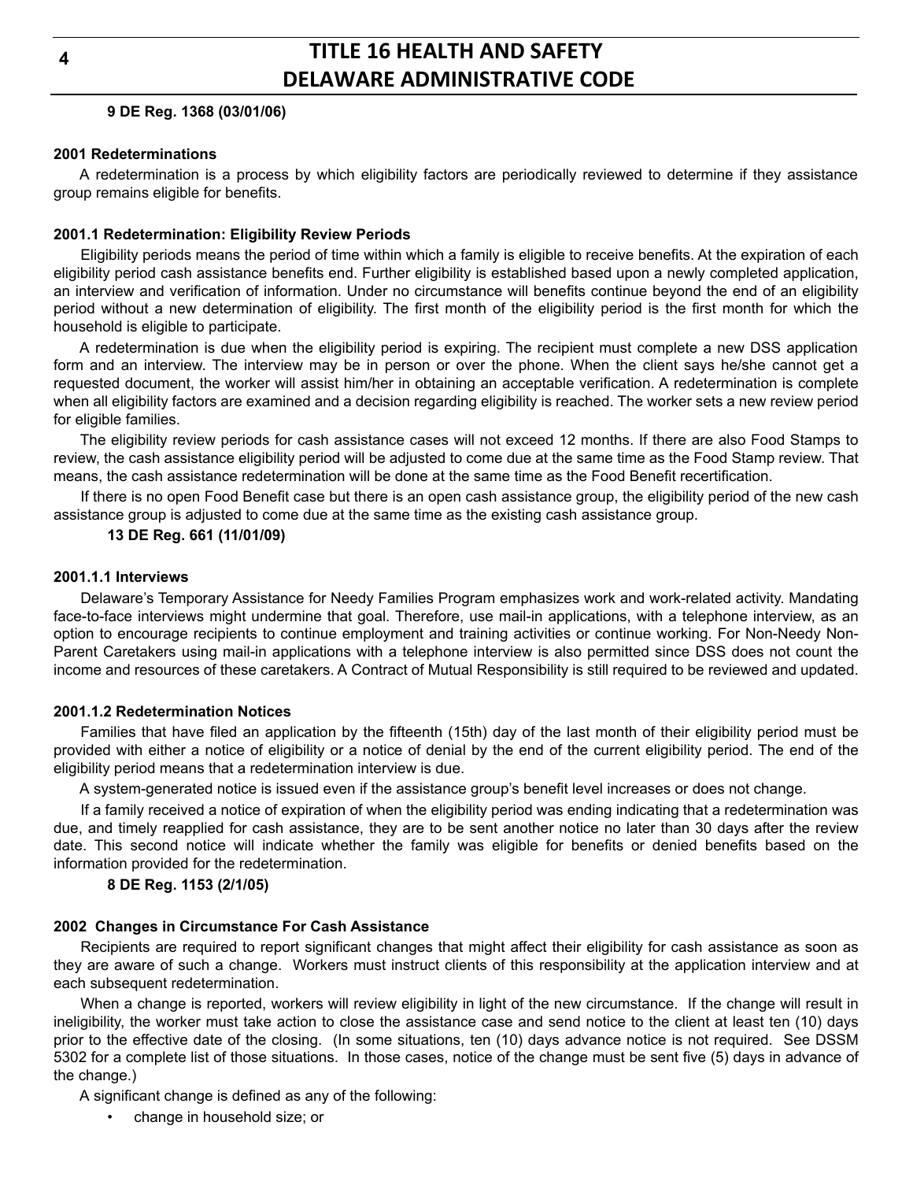**9 DE Reg. 1368 (03/01/06)**

### 2001 Redeterminations

A redetermination is a process by which eligibility factors are periodically reviewed to determine if they assistance group remains eligible for benefits.

### 2001.1 Redetermination: Eligibility Review Periods

Eligibility periods means the period of time within which a family is eligible to receive benefits. At the expiration of each eligibility period cash assistance benefits end. Further eligibility is established based upon a newly completed application, an interview and verification of information. Under no circumstance will benefits continue beyond the end of an eligibility period without a new determination of eligibility. The first month of the eligibility period is the first month for which the household is eligible to participate.

A redetermination is due when the eligibility period is expiring. The recipient must complete a new DSS application form and an interview. The interview may be in person or over the phone. When the client says he/she cannot get a requested document, the worker will assist him/her in obtaining an acceptable verification. A redetermination is complete when all eligibility factors are examined and a decision regarding eligibility is reached. The worker sets a new review period for eligible families.

The eligibility review periods for cash assistance cases will not exceed 12 months. If there are also Food Stamps to review, the cash assistance eligibility period will be adjusted to come due at the same time as the Food Stamp review. That means, the cash assistance redetermination will be done at the same time as the Food Benefit recertification.

If there is no open Food Benefit case but there is an open cash assistance group, the eligibility period of the new cash assistance group is adjusted to come due at the same time as the existing cash assistance group.

**13 DE Reg. 661 (11/01/09)**

#### 2001.1.1 Interviews

Delaware's Temporary Assistance for Needy Families Program emphasizes work and work-related activity. Mandating face-to-face interviews might undermine that goal. Therefore, use mail-in applications, with a telephone interview, as an option to encourage recipients to continue employment and training activities or continue working. For Non-Needy Non-Parent Caretakers using mail-in applications with a telephone interview is also permitted since DSS does not count the income and resources of these caretakers. A Contract of Mutual Responsibility is still required to be reviewed and updated.

#### 2001.1.2 Redetermination Notices

Families that have filed an application by the fifteenth (15th) day of the last month of their eligibility period must be provided with either a notice of eligibility or a notice of denial by the end of the current eligibility period. The end of the eligibility period means that a redetermination interview is due.

A system-generated notice is issued even if the assistance group's benefit level increases or does not change.

If a family received a notice of expiration of when the eligibility period was ending indicating that a redetermination was due, and timely reapplied for cash assistance, they are to be sent another notice no later than 30 days after the review date. This second notice will indicate whether the family was eligible for benefits or denied benefits based on the information provided for the redetermination.

**8 DE Reg. 1153 (2/1/05)**

### 2002 Changes in Circumstance For Cash Assistance

Recipients are required to report significant changes that might affect their eligibility for cash assistance as soon as they are aware of such a change. Workers must instruct clients of this responsibility at the application interview and at each subsequent redetermination.

When a change is reported, workers will review eligibility in light of the new circumstance. If the change will result in ineligibility, the worker must take action to close the assistance case and send notice to the client at least ten (10) days prior to the effective date of the closing. (In some situations, ten (10) days advance notice is not required. See DSSM 5302 for a complete list of those situations. In those cases, notice of the change must be sent five (5) days in advance of the change.)

A significant change is defined as any of the following:

- change in household size; or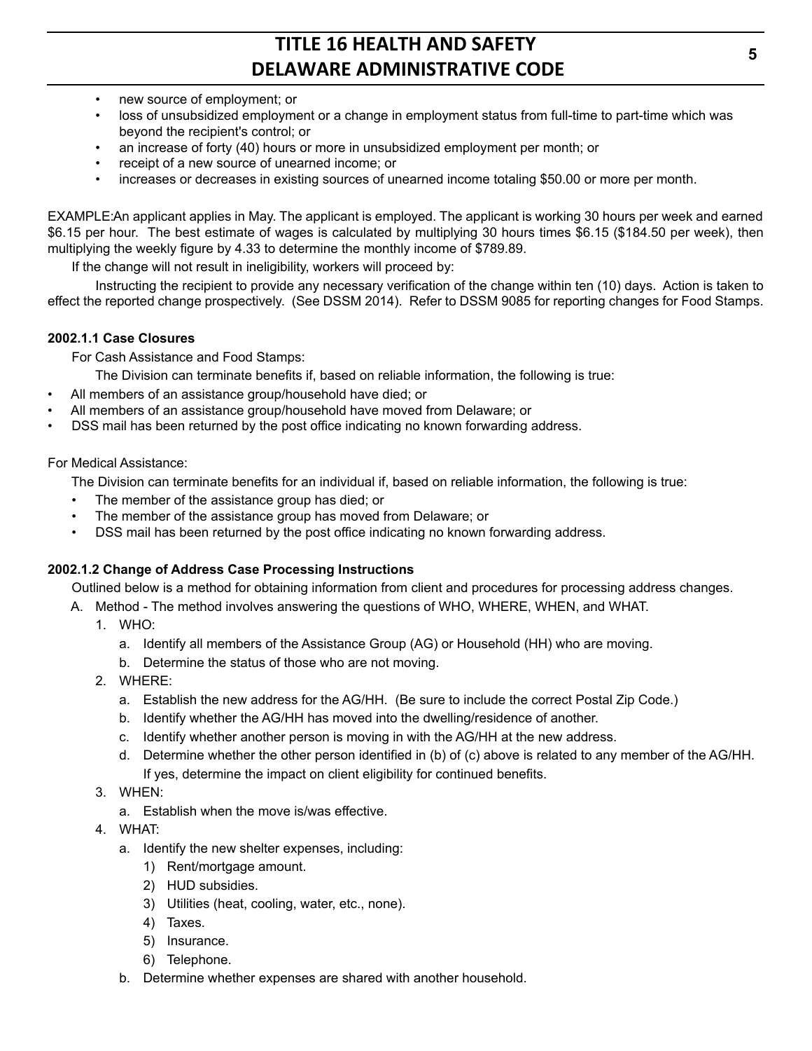- new source of employment; or
- loss of unsubsidized employment or a change in employment status from full-time to part-time which was beyond the recipient's control; or
- an increase of forty (40) hours or more in unsubsidized employment per month; or
- receipt of a new source of unearned income; or
- increases or decreases in existing sources of unearned income totaling $50.00 or more per month.

EXAMPLE:An applicant applies in May. The applicant is employed. The applicant is working 30 hours per week and earned $6.15 per hour. The best estimate of wages is calculated by multiplying 30 hours times $6.15 ($184.50 per week), then multiplying the weekly figure by 4.33 to determine the monthly income of $789.89.

If the change will not result in ineligibility, workers will proceed by:

Instructing the recipient to provide any necessary verification of the change within ten (10) days. Action is taken to effect the reported change prospectively. (See DSSM 2014). Refer to DSSM 9085 for reporting changes for Food Stamps.

**2002.1.1 Case Closures**

For Cash Assistance and Food Stamps:

The Division can terminate benefits if, based on reliable information, the following is true:

- All members of an assistance group/household have died; or
- All members of an assistance group/household have moved from Delaware; or
- DSS mail has been returned by the post office indicating no known forwarding address.

For Medical Assistance:

The Division can terminate benefits for an individual if, based on reliable information, the following is true:

- The member of the assistance group has died; or
- The member of the assistance group has moved from Delaware; or
- DSS mail has been returned by the post office indicating no known forwarding address.

**2002.1.2 Change of Address Case Processing Instructions**

Outlined below is a method for obtaining information from client and procedures for processing address changes.

A. Method - The method involves answering the questions of WHO, WHERE, WHEN, and WHAT.
   1. WHO:
      a. Identify all members of the Assistance Group (AG) or Household (HH) who are moving.
      b. Determine the status of those who are not moving.
   2. WHERE:
      a. Establish the new address for the AG/HH. (Be sure to include the correct Postal Zip Code.)
      b. Identify whether the AG/HH has moved into the dwelling/residence of another.
      c. Identify whether another person is moving in with the AG/HH at the new address.
      d. Determine whether the other person identified in (b) of (c) above is related to any member of the AG/HH. If yes, determine the impact on client eligibility for continued benefits.
   3. WHEN:
      a. Establish when the move is/was effective.
   4. WHAT:
      a. Identify the new shelter expenses, including:
         1) Rent/mortgage amount.
         2) HUD subsidies.
         3) Utilities (heat, cooling, water, etc., none).
         4) Taxes.
         5) Insurance.
         6) Telephone.
      b. Determine whether expenses are shared with another household.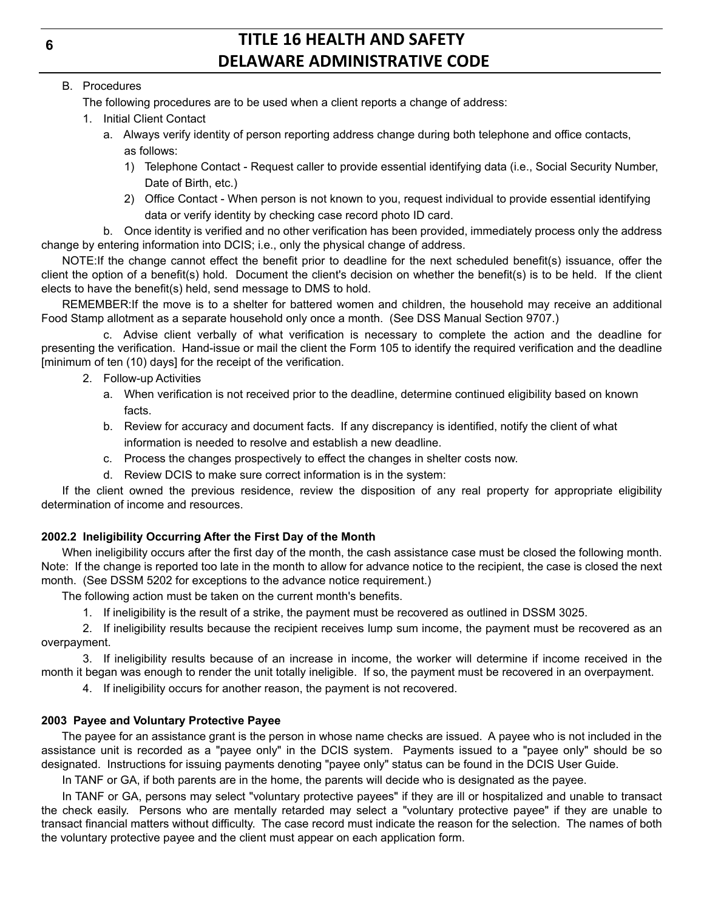B. Procedures

The following procedures are to be used when a client reports a change of address:

1. Initial Client Contact
    a. Always verify identity of person reporting address change during both telephone and office contacts, as follows:
        1) Telephone Contact - Request caller to provide essential identifying data (i.e., Social Security Number, Date of Birth, etc.)
        2) Office Contact - When person is not known to you, request individual to provide essential identifying data or verify identity by checking case record photo ID card.

    b. Once identity is verified and no other verification has been provided, immediately process only the address change by entering information into DCIS; i.e., only the physical change of address.

NOTE:If the change cannot effect the benefit prior to deadline for the next scheduled benefit(s) issuance, offer the client the option of a benefit(s) hold. Document the client's decision on whether the benefit(s) is to be held. If the client elects to have the benefit(s) held, send message to DMS to hold.

REMEMBER:If the move is to a shelter for battered women and children, the household may receive an additional Food Stamp allotment as a separate household only once a month. (See DSS Manual Section 9707.)

    c. Advise client verbally of what verification is necessary to complete the action and the deadline for presenting the verification. Hand-issue or mail the client the Form 105 to identify the required verification and the deadline [minimum of ten (10) days] for the receipt of the verification.

2. Follow-up Activities
    a. When verification is not received prior to the deadline, determine continued eligibility based on known facts.
    b. Review for accuracy and document facts. If any discrepancy is identified, notify the client of what information is needed to resolve and establish a new deadline.
    c. Process the changes prospectively to effect the changes in shelter costs now.
    d. Review DCIS to make sure correct information is in the system:

If the client owned the previous residence, review the disposition of any real property for appropriate eligibility determination of income and resources.

**2002.2 Ineligibility Occurring After the First Day of the Month**

When ineligibility occurs after the first day of the month, the cash assistance case must be closed the following month. Note: If the change is reported too late in the month to allow for advance notice to the recipient, the case is closed the next month. (See DSSM 5202 for exceptions to the advance notice requirement.)

The following action must be taken on the current month's benefits.

1. If ineligibility is the result of a strike, the payment must be recovered as outlined in DSSM 3025.
2. If ineligibility results because the recipient receives lump sum income, the payment must be recovered as an overpayment.
3. If ineligibility results because of an increase in income, the worker will determine if income received in the month it began was enough to render the unit totally ineligible. If so, the payment must be recovered in an overpayment.
4. If ineligibility occurs for another reason, the payment is not recovered.

**2003 Payee and Voluntary Protective Payee**

The payee for an assistance grant is the person in whose name checks are issued. A payee who is not included in the assistance unit is recorded as a "payee only" in the DCIS system. Payments issued to a "payee only" should be so designated. Instructions for issuing payments denoting "payee only" status can be found in the DCIS User Guide.

In TANF or GA, if both parents are in the home, the parents will decide who is designated as the payee.

In TANF or GA, persons may select "voluntary protective payees" if they are ill or hospitalized and unable to transact the check easily. Persons who are mentally retarded may select a "voluntary protective payee" if they are unable to transact financial matters without difficulty. The case record must indicate the reason for the selection. The names of both the voluntary protective payee and the client must appear on each application form.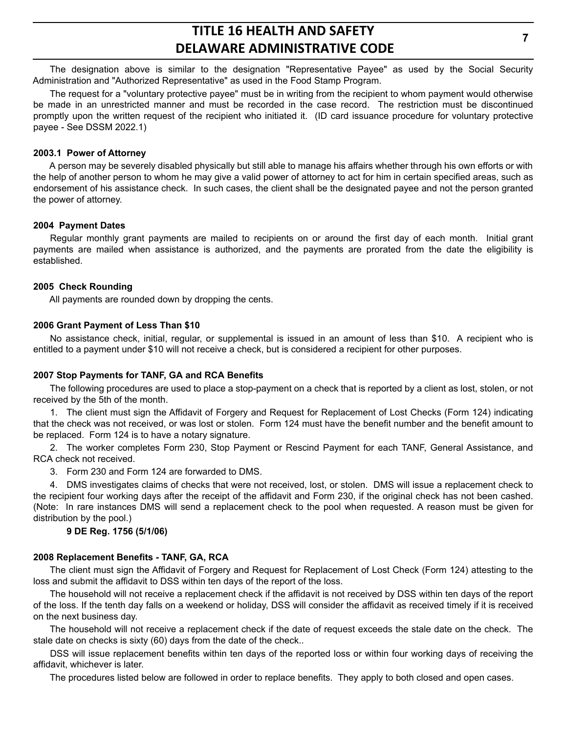The designation above is similar to the designation "Representative Payee" as used by the Social Security Administration and "Authorized Representative" as used in the Food Stamp Program.

The request for a "voluntary protective payee" must be in writing from the recipient to whom payment would otherwise be made in an unrestricted manner and must be recorded in the case record. The restriction must be discontinued promptly upon the written request of the recipient who initiated it. (ID card issuance procedure for voluntary protective payee - See DSSM 2022.1)

### 2003.1 Power of Attorney

A person may be severely disabled physically but still able to manage his affairs whether through his own efforts or with the help of another person to whom he may give a valid power of attorney to act for him in certain specified areas, such as endorsement of his assistance check. In such cases, the client shall be the designated payee and not the person granted the power of attorney.

### 2004 Payment Dates

Regular monthly grant payments are mailed to recipients on or around the first day of each month. Initial grant payments are mailed when assistance is authorized, and the payments are prorated from the date the eligibility is established.

### 2005 Check Rounding

All payments are rounded down by dropping the cents.

### 2006 Grant Payment of Less Than $10

No assistance check, initial, regular, or supplemental is issued in an amount of less than $10. A recipient who is entitled to a payment under $10 will not receive a check, but is considered a recipient for other purposes.

### 2007 Stop Payments for TANF, GA and RCA Benefits

The following procedures are used to place a stop-payment on a check that is reported by a client as lost, stolen, or not received by the 5th of the month.

1. The client must sign the Affidavit of Forgery and Request for Replacement of Lost Checks (Form 124) indicating that the check was not received, or was lost or stolen. Form 124 must have the benefit number and the benefit amount to be replaced. Form 124 is to have a notary signature.
2. The worker completes Form 230, Stop Payment or Rescind Payment for each TANF, General Assistance, and RCA check not received.
3. Form 230 and Form 124 are forwarded to DMS.
4. DMS investigates claims of checks that were not received, lost, or stolen. DMS will issue a replacement check to the recipient four working days after the receipt of the affidavit and Form 230, if the original check has not been cashed. (Note: In rare instances DMS will send a replacement check to the pool when requested. A reason must be given for distribution by the pool.)

**9 DE Reg. 1756 (5/1/06)**

### 2008 Replacement Benefits - TANF, GA, RCA

The client must sign the Affidavit of Forgery and Request for Replacement of Lost Check (Form 124) attesting to the loss and submit the affidavit to DSS within ten days of the report of the loss.

The household will not receive a replacement check if the affidavit is not received by DSS within ten days of the report of the loss. If the tenth day falls on a weekend or holiday, DSS will consider the affidavit as received timely if it is received on the next business day.

The household will not receive a replacement check if the date of request exceeds the stale date on the check. The stale date on checks is sixty (60) days from the date of the check..

DSS will issue replacement benefits within ten days of the reported loss or within four working days of receiving the affidavit, whichever is later.

The procedures listed below are followed in order to replace benefits. They apply to both closed and open cases.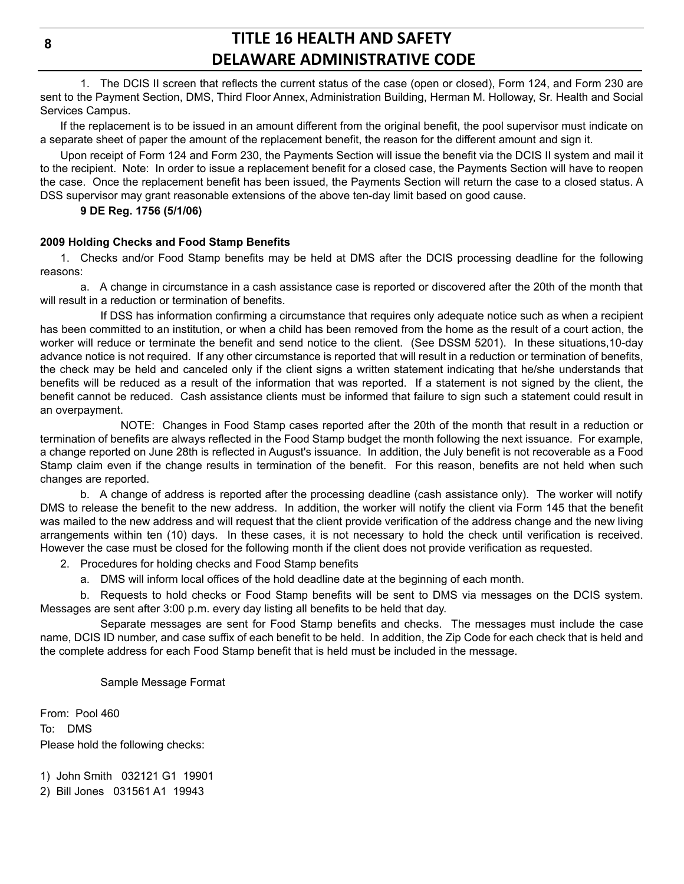1. The DCIS II screen that reflects the current status of the case (open or closed), Form 124, and Form 230 are sent to the Payment Section, DMS, Third Floor Annex, Administration Building, Herman M. Holloway, Sr. Health and Social Services Campus.

If the replacement is to be issued in an amount different from the original benefit, the pool supervisor must indicate on a separate sheet of paper the amount of the replacement benefit, the reason for the different amount and sign it.

Upon receipt of Form 124 and Form 230, the Payments Section will issue the benefit via the DCIS II system and mail it to the recipient. Note: In order to issue a replacement benefit for a closed case, the Payments Section will have to reopen the case. Once the replacement benefit has been issued, the Payments Section will return the case to a closed status. A DSS supervisor may grant reasonable extensions of the above ten-day limit based on good cause.

**9 DE Reg. 1756 (5/1/06)**

**2009 Holding Checks and Food Stamp Benefits**

1. Checks and/or Food Stamp benefits may be held at DMS after the DCIS processing deadline for the following reasons:

a. A change in circumstance in a cash assistance case is reported or discovered after the 20th of the month that will result in a reduction or termination of benefits.

If DSS has information confirming a circumstance that requires only adequate notice such as when a recipient has been committed to an institution, or when a child has been removed from the home as the result of a court action, the worker will reduce or terminate the benefit and send notice to the client. (See DSSM 5201). In these situations,10-day advance notice is not required. If any other circumstance is reported that will result in a reduction or termination of benefits, the check may be held and canceled only if the client signs a written statement indicating that he/she understands that benefits will be reduced as a result of the information that was reported. If a statement is not signed by the client, the benefit cannot be reduced. Cash assistance clients must be informed that failure to sign such a statement could result in an overpayment.

NOTE: Changes in Food Stamp cases reported after the 20th of the month that result in a reduction or termination of benefits are always reflected in the Food Stamp budget the month following the next issuance. For example, a change reported on June 28th is reflected in August's issuance. In addition, the July benefit is not recoverable as a Food Stamp claim even if the change results in termination of the benefit. For this reason, benefits are not held when such changes are reported.

b. A change of address is reported after the processing deadline (cash assistance only). The worker will notify DMS to release the benefit to the new address. In addition, the worker will notify the client via Form 145 that the benefit was mailed to the new address and will request that the client provide verification of the address change and the new living arrangements within ten (10) days. In these cases, it is not necessary to hold the check until verification is received. However the case must be closed for the following month if the client does not provide verification as requested.

2. Procedures for holding checks and Food Stamp benefits

a. DMS will inform local offices of the hold deadline date at the beginning of each month.

b. Requests to hold checks or Food Stamp benefits will be sent to DMS via messages on the DCIS system. Messages are sent after 3:00 p.m. every day listing all benefits to be held that day.

Separate messages are sent for Food Stamp benefits and checks. The messages must include the case name, DCIS ID number, and case suffix of each benefit to be held. In addition, the Zip Code for each check that is held and the complete address for each Food Stamp benefit that is held must be included in the message.

Sample Message Format

From: Pool 460
To: DMS
Please hold the following checks:

1) John Smith 032121 G1 19901
2) Bill Jones 031561 A1 19943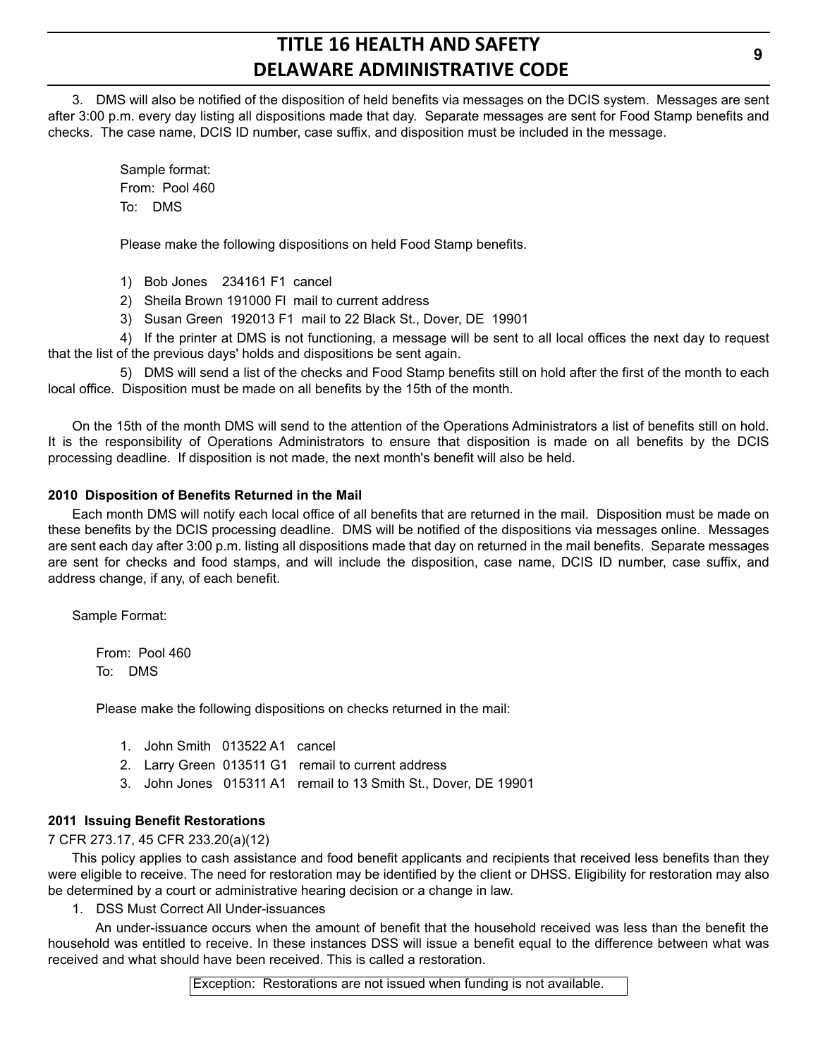3. DMS will also be notified of the disposition of held benefits via messages on the DCIS system. Messages are sent after 3:00 p.m. every day listing all dispositions made that day. Separate messages are sent for Food Stamp benefits and checks. The case name, DCIS ID number, case suffix, and disposition must be included in the message.

Sample format:
From: Pool 460
To: DMS

Please make the following dispositions on held Food Stamp benefits.

1) Bob Jones 234161 F1 cancel
2) Sheila Brown 191000 Fl mail to current address
3) Susan Green 192013 F1 mail to 22 Black St., Dover, DE 19901

4) If the printer at DMS is not functioning, a message will be sent to all local offices the next day to request that the list of the previous days' holds and dispositions be sent again.

5) DMS will send a list of the checks and Food Stamp benefits still on hold after the first of the month to each local office. Disposition must be made on all benefits by the 15th of the month.

On the 15th of the month DMS will send to the attention of the Operations Administrators a list of benefits still on hold. It is the responsibility of Operations Administrators to ensure that disposition is made on all benefits by the DCIS processing deadline. If disposition is not made, the next month's benefit will also be held.

**2010 Disposition of Benefits Returned in the Mail**

Each month DMS will notify each local office of all benefits that are returned in the mail. Disposition must be made on these benefits by the DCIS processing deadline. DMS will be notified of the dispositions via messages online. Messages are sent each day after 3:00 p.m. listing all dispositions made that day on returned in the mail benefits. Separate messages are sent for checks and food stamps, and will include the disposition, case name, DCIS ID number, case suffix, and address change, if any, of each benefit.

Sample Format:

From: Pool 460
To: DMS

Please make the following dispositions on checks returned in the mail:

1. John Smith 013522 A1 cancel
2. Larry Green 013511 G1 remail to current address
3. John Jones 015311 A1 remail to 13 Smith St., Dover, DE 19901

**2011 Issuing Benefit Restorations**

7 CFR 273.17, 45 CFR 233.20(a)(12)

This policy applies to cash assistance and food benefit applicants and recipients that received less benefits than they were eligible to receive. The need for restoration may be identified by the client or DHSS. Eligibility for restoration may also be determined by a court or administrative hearing decision or a change in law.

1. DSS Must Correct All Under-issuances

An under-issuance occurs when the amount of benefit that the household received was less than the benefit the household was entitled to receive. In these instances DSS will issue a benefit equal to the difference between what was received and what should have been received. This is called a restoration.

| Exception: Restorations are not issued when funding is not available. |
| --- |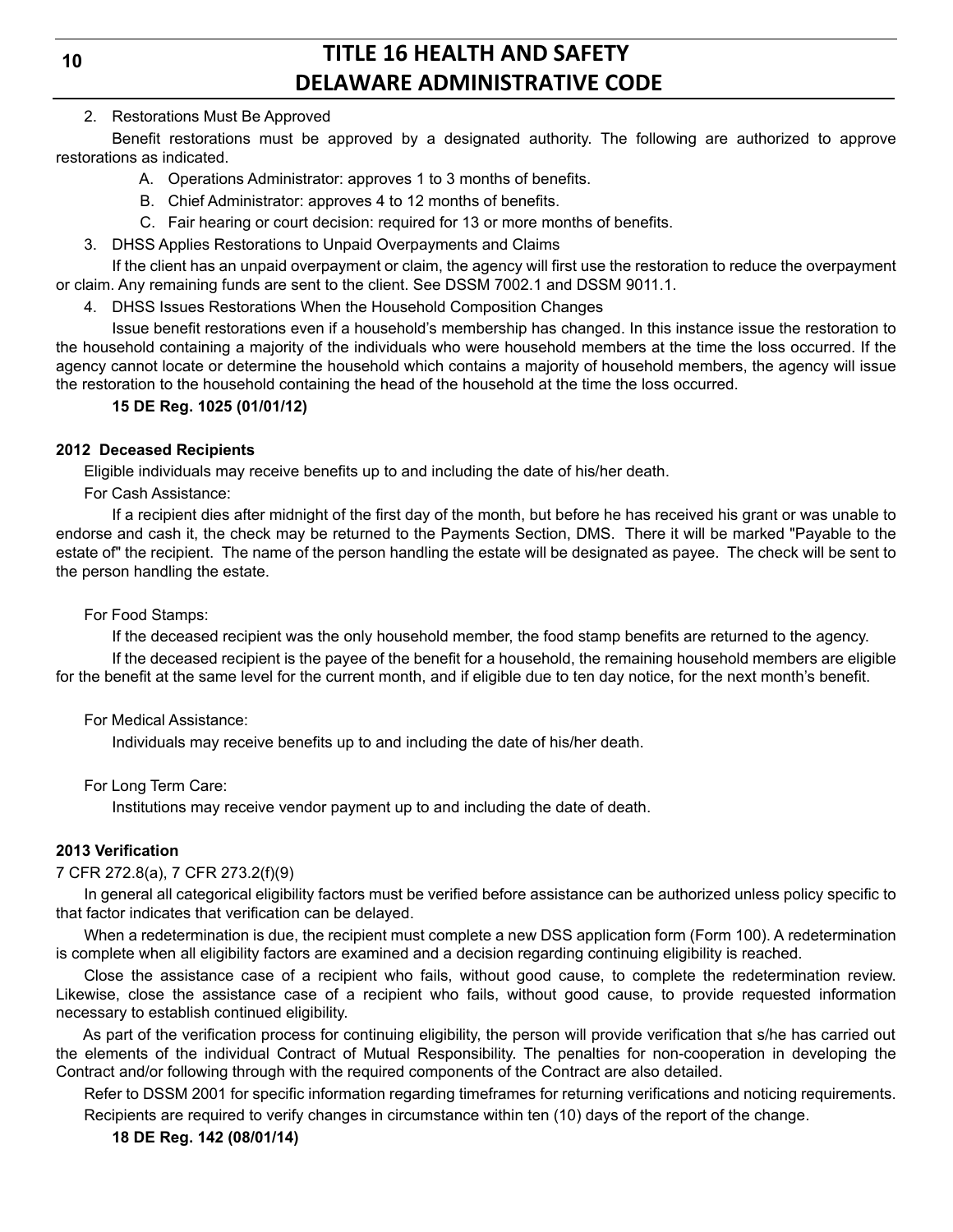2. Restorations Must Be Approved

Benefit restorations must be approved by a designated authority. The following are authorized to approve restorations as indicated.

A. Operations Administrator: approves 1 to 3 months of benefits.

B. Chief Administrator: approves 4 to 12 months of benefits.

C. Fair hearing or court decision: required for 13 or more months of benefits.

3. DHSS Applies Restorations to Unpaid Overpayments and Claims

If the client has an unpaid overpayment or claim, the agency will first use the restoration to reduce the overpayment or claim. Any remaining funds are sent to the client. See DSSM 7002.1 and DSSM 9011.1.

4. DHSS Issues Restorations When the Household Composition Changes

Issue benefit restorations even if a household's membership has changed. In this instance issue the restoration to the household containing a majority of the individuals who were household members at the time the loss occurred. If the agency cannot locate or determine the household which contains a majority of household members, the agency will issue the restoration to the household containing the head of the household at the time the loss occurred.

**15 DE Reg. 1025 (01/01/12)**

**2012 Deceased Recipients**

Eligible individuals may receive benefits up to and including the date of his/her death.

For Cash Assistance:

If a recipient dies after midnight of the first day of the month, but before he has received his grant or was unable to endorse and cash it, the check may be returned to the Payments Section, DMS. There it will be marked "Payable to the estate of" the recipient. The name of the person handling the estate will be designated as payee. The check will be sent to the person handling the estate.

For Food Stamps:

If the deceased recipient was the only household member, the food stamp benefits are returned to the agency.

If the deceased recipient is the payee of the benefit for a household, the remaining household members are eligible for the benefit at the same level for the current month, and if eligible due to ten day notice, for the next month's benefit.

For Medical Assistance:

Individuals may receive benefits up to and including the date of his/her death.

For Long Term Care:

Institutions may receive vendor payment up to and including the date of death.

**2013 Verification**

7 CFR 272.8(a), 7 CFR 273.2(f)(9)

In general all categorical eligibility factors must be verified before assistance can be authorized unless policy specific to that factor indicates that verification can be delayed.

When a redetermination is due, the recipient must complete a new DSS application form (Form 100). A redetermination is complete when all eligibility factors are examined and a decision regarding continuing eligibility is reached.

Close the assistance case of a recipient who fails, without good cause, to complete the redetermination review. Likewise, close the assistance case of a recipient who fails, without good cause, to provide requested information necessary to establish continued eligibility.

As part of the verification process for continuing eligibility, the person will provide verification that s/he has carried out the elements of the individual Contract of Mutual Responsibility. The penalties for non-cooperation in developing the Contract and/or following through with the required components of the Contract are also detailed.

Refer to DSSM 2001 for specific information regarding timeframes for returning verifications and noticing requirements.

Recipients are required to verify changes in circumstance within ten (10) days of the report of the change.

**18 DE Reg. 142 (08/01/14)**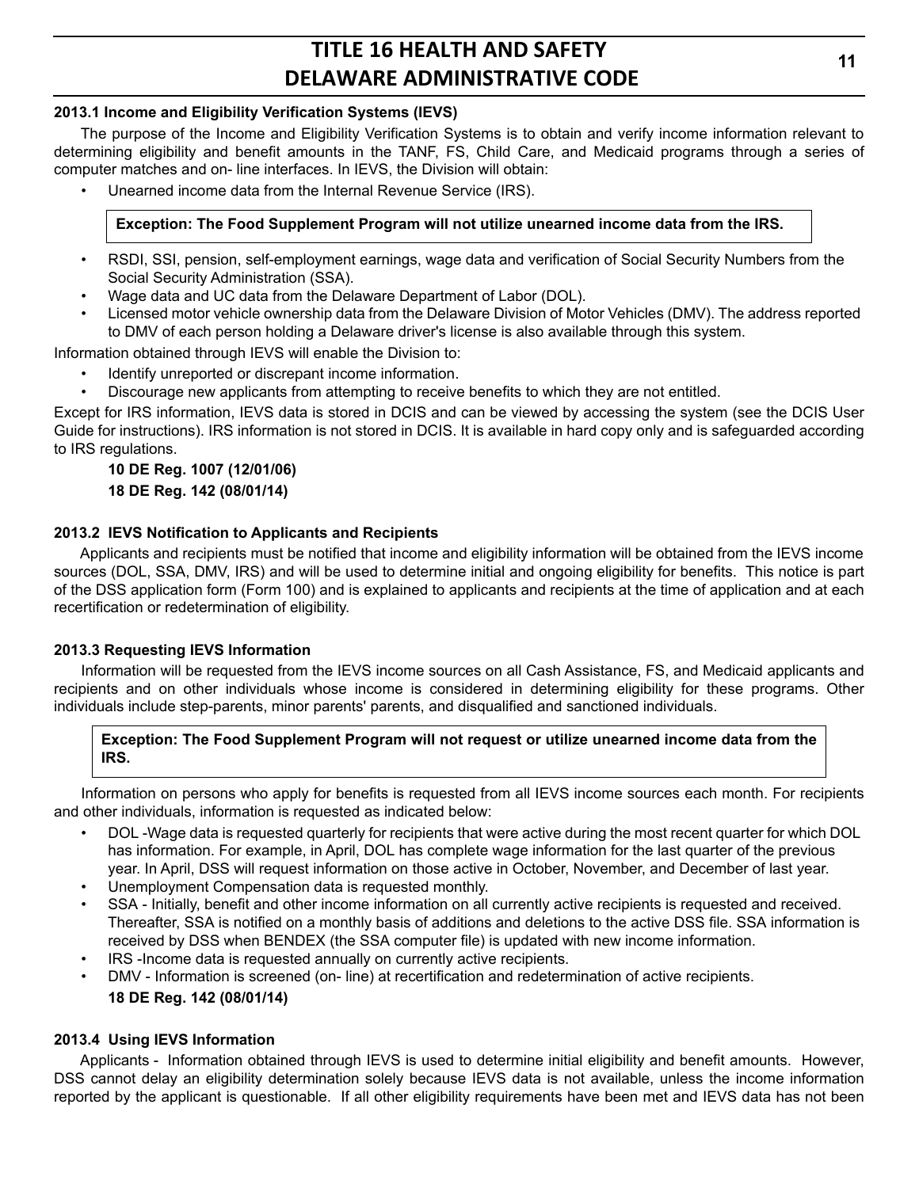### 2013.1 Income and Eligibility Verification Systems (IEVS)

The purpose of the Income and Eligibility Verification Systems is to obtain and verify income information relevant to determining eligibility and benefit amounts in the TANF, FS, Child Care, and Medicaid programs through a series of computer matches and on- line interfaces. In IEVS, the Division will obtain:

- Unearned income data from the Internal Revenue Service (IRS).

> **Exception: The Food Supplement Program will not utilize unearned income data from the IRS.**

- RSDI, SSI, pension, self-employment earnings, wage data and verification of Social Security Numbers from the Social Security Administration (SSA).
- Wage data and UC data from the Delaware Department of Labor (DOL).
- Licensed motor vehicle ownership data from the Delaware Division of Motor Vehicles (DMV). The address reported to DMV of each person holding a Delaware driver's license is also available through this system.

Information obtained through IEVS will enable the Division to:

- Identify unreported or discrepant income information.
- Discourage new applicants from attempting to receive benefits to which they are not entitled.

Except for IRS information, IEVS data is stored in DCIS and can be viewed by accessing the system (see the DCIS User Guide for instructions). IRS information is not stored in DCIS. It is available in hard copy only and is safeguarded according to IRS regulations.

**10 DE Reg. 1007 (12/01/06)**
**18 DE Reg. 142 (08/01/14)**

### 2013.2 IEVS Notification to Applicants and Recipients

Applicants and recipients must be notified that income and eligibility information will be obtained from the IEVS income sources (DOL, SSA, DMV, IRS) and will be used to determine initial and ongoing eligibility for benefits. This notice is part of the DSS application form (Form 100) and is explained to applicants and recipients at the time of application and at each recertification or redetermination of eligibility.

### 2013.3 Requesting IEVS Information

Information will be requested from the IEVS income sources on all Cash Assistance, FS, and Medicaid applicants and recipients and on other individuals whose income is considered in determining eligibility for these programs. Other individuals include step-parents, minor parents' parents, and disqualified and sanctioned individuals.

> **Exception: The Food Supplement Program will not request or utilize unearned income data from the IRS.**

Information on persons who apply for benefits is requested from all IEVS income sources each month. For recipients and other individuals, information is requested as indicated below:

- DOL -Wage data is requested quarterly for recipients that were active during the most recent quarter for which DOL has information. For example, in April, DOL has complete wage information for the last quarter of the previous year. In April, DSS will request information on those active in October, November, and December of last year.
- Unemployment Compensation data is requested monthly.
- SSA - Initially, benefit and other income information on all currently active recipients is requested and received. Thereafter, SSA is notified on a monthly basis of additions and deletions to the active DSS file. SSA information is received by DSS when BENDEX (the SSA computer file) is updated with new income information.
- IRS -Income data is requested annually on currently active recipients.
- DMV - Information is screened (on- line) at recertification and redetermination of active recipients.

**18 DE Reg. 142 (08/01/14)**

### 2013.4 Using IEVS Information

Applicants - Information obtained through IEVS is used to determine initial eligibility and benefit amounts. However, DSS cannot delay an eligibility determination solely because IEVS data is not available, unless the income information reported by the applicant is questionable. If all other eligibility requirements have been met and IEVS data has not been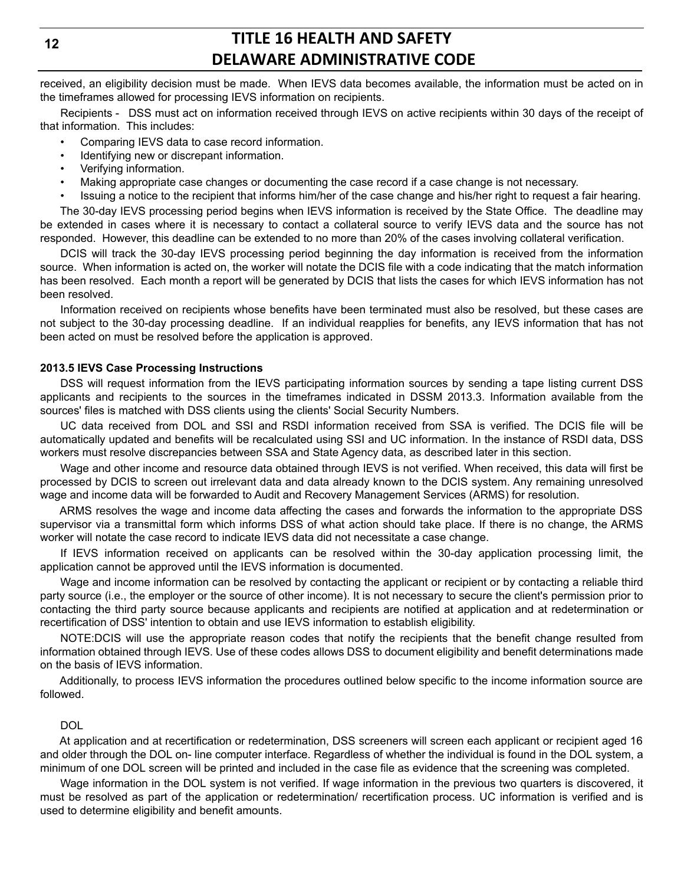received, an eligibility decision must be made. When IEVS data becomes available, the information must be acted on in the timeframes allowed for processing IEVS information on recipients.

Recipients - DSS must act on information received through IEVS on active recipients within 30 days of the receipt of that information. This includes:

- Comparing IEVS data to case record information.
- Identifying new or discrepant information.
- Verifying information.
- Making appropriate case changes or documenting the case record if a case change is not necessary.
- Issuing a notice to the recipient that informs him/her of the case change and his/her right to request a fair hearing.

The 30-day IEVS processing period begins when IEVS information is received by the State Office. The deadline may be extended in cases where it is necessary to contact a collateral source to verify IEVS data and the source has not responded. However, this deadline can be extended to no more than 20% of the cases involving collateral verification.

DCIS will track the 30-day IEVS processing period beginning the day information is received from the information source. When information is acted on, the worker will notate the DCIS file with a code indicating that the match information has been resolved. Each month a report will be generated by DCIS that lists the cases for which IEVS information has not been resolved.

Information received on recipients whose benefits have been terminated must also be resolved, but these cases are not subject to the 30-day processing deadline. If an individual reapplies for benefits, any IEVS information that has not been acted on must be resolved before the application is approved.

**2013.5 IEVS Case Processing Instructions**

DSS will request information from the IEVS participating information sources by sending a tape listing current DSS applicants and recipients to the sources in the timeframes indicated in DSSM 2013.3. Information available from the sources' files is matched with DSS clients using the clients' Social Security Numbers.

UC data received from DOL and SSI and RSDI information received from SSA is verified. The DCIS file will be automatically updated and benefits will be recalculated using SSI and UC information. In the instance of RSDI data, DSS workers must resolve discrepancies between SSA and State Agency data, as described later in this section.

Wage and other income and resource data obtained through IEVS is not verified. When received, this data will first be processed by DCIS to screen out irrelevant data and data already known to the DCIS system. Any remaining unresolved wage and income data will be forwarded to Audit and Recovery Management Services (ARMS) for resolution.

ARMS resolves the wage and income data affecting the cases and forwards the information to the appropriate DSS supervisor via a transmittal form which informs DSS of what action should take place. If there is no change, the ARMS worker will notate the case record to indicate IEVS data did not necessitate a case change.

If IEVS information received on applicants can be resolved within the 30-day application processing limit, the application cannot be approved until the IEVS information is documented.

Wage and income information can be resolved by contacting the applicant or recipient or by contacting a reliable third party source (i.e., the employer or the source of other income). It is not necessary to secure the client's permission prior to contacting the third party source because applicants and recipients are notified at application and at redetermination or recertification of DSS' intention to obtain and use IEVS information to establish eligibility.

NOTE:DCIS will use the appropriate reason codes that notify the recipients that the benefit change resulted from information obtained through IEVS. Use of these codes allows DSS to document eligibility and benefit determinations made on the basis of IEVS information.

Additionally, to process IEVS information the procedures outlined below specific to the income information source are followed.

DOL

At application and at recertification or redetermination, DSS screeners will screen each applicant or recipient aged 16 and older through the DOL on- line computer interface. Regardless of whether the individual is found in the DOL system, a minimum of one DOL screen will be printed and included in the case file as evidence that the screening was completed.

Wage information in the DOL system is not verified. If wage information in the previous two quarters is discovered, it must be resolved as part of the application or redetermination/ recertification process. UC information is verified and is used to determine eligibility and benefit amounts.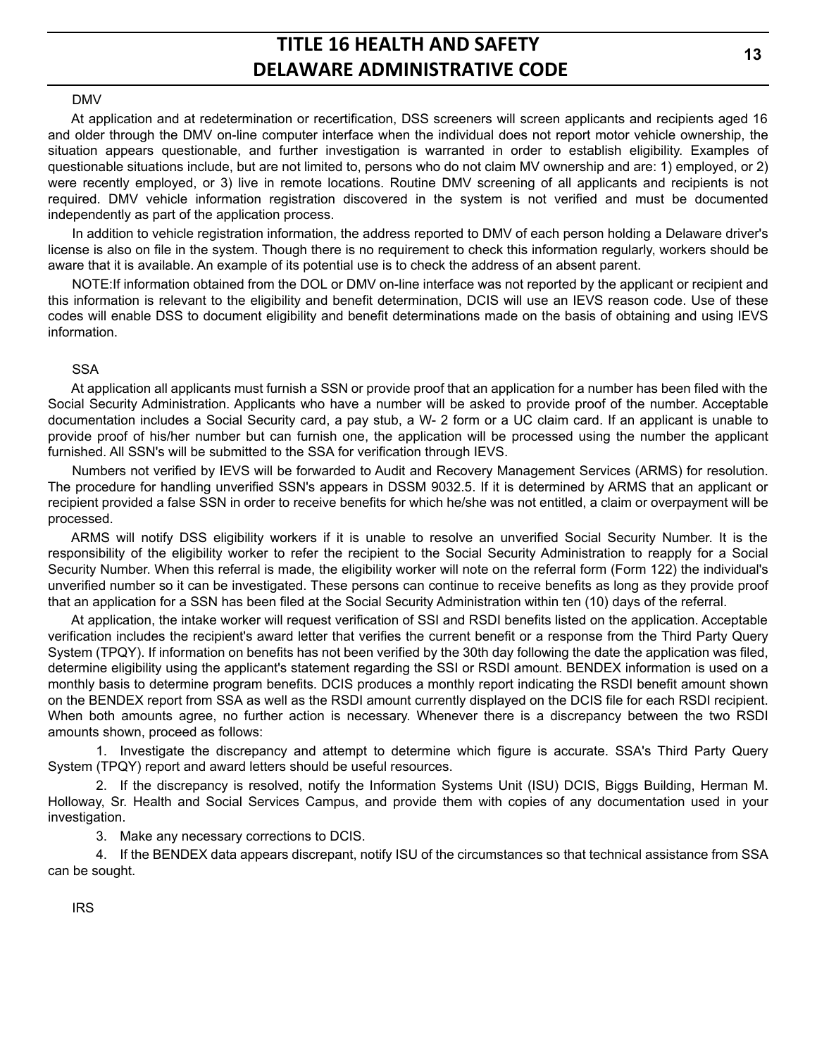DMV

At application and at redetermination or recertification, DSS screeners will screen applicants and recipients aged 16 and older through the DMV on-line computer interface when the individual does not report motor vehicle ownership, the situation appears questionable, and further investigation is warranted in order to establish eligibility. Examples of questionable situations include, but are not limited to, persons who do not claim MV ownership and are: 1) employed, or 2) were recently employed, or 3) live in remote locations. Routine DMV screening of all applicants and recipients is not required. DMV vehicle information registration discovered in the system is not verified and must be documented independently as part of the application process.

In addition to vehicle registration information, the address reported to DMV of each person holding a Delaware driver's license is also on file in the system. Though there is no requirement to check this information regularly, workers should be aware that it is available. An example of its potential use is to check the address of an absent parent.

NOTE:If information obtained from the DOL or DMV on-line interface was not reported by the applicant or recipient and this information is relevant to the eligibility and benefit determination, DCIS will use an IEVS reason code. Use of these codes will enable DSS to document eligibility and benefit determinations made on the basis of obtaining and using IEVS information.

SSA

At application all applicants must furnish a SSN or provide proof that an application for a number has been filed with the Social Security Administration. Applicants who have a number will be asked to provide proof of the number. Acceptable documentation includes a Social Security card, a pay stub, a W- 2 form or a UC claim card. If an applicant is unable to provide proof of his/her number but can furnish one, the application will be processed using the number the applicant furnished. All SSN's will be submitted to the SSA for verification through IEVS.

Numbers not verified by IEVS will be forwarded to Audit and Recovery Management Services (ARMS) for resolution. The procedure for handling unverified SSN's appears in DSSM 9032.5. If it is determined by ARMS that an applicant or recipient provided a false SSN in order to receive benefits for which he/she was not entitled, a claim or overpayment will be processed.

ARMS will notify DSS eligibility workers if it is unable to resolve an unverified Social Security Number. It is the responsibility of the eligibility worker to refer the recipient to the Social Security Administration to reapply for a Social Security Number. When this referral is made, the eligibility worker will note on the referral form (Form 122) the individual's unverified number so it can be investigated. These persons can continue to receive benefits as long as they provide proof that an application for a SSN has been filed at the Social Security Administration within ten (10) days of the referral.

At application, the intake worker will request verification of SSI and RSDI benefits listed on the application. Acceptable verification includes the recipient's award letter that verifies the current benefit or a response from the Third Party Query System (TPQY). If information on benefits has not been verified by the 30th day following the date the application was filed, determine eligibility using the applicant's statement regarding the SSI or RSDI amount. BENDEX information is used on a monthly basis to determine program benefits. DCIS produces a monthly report indicating the RSDI benefit amount shown on the BENDEX report from SSA as well as the RSDI amount currently displayed on the DCIS file for each RSDI recipient. When both amounts agree, no further action is necessary. Whenever there is a discrepancy between the two RSDI amounts shown, proceed as follows:

1. Investigate the discrepancy and attempt to determine which figure is accurate. SSA's Third Party Query System (TPQY) report and award letters should be useful resources.

2. If the discrepancy is resolved, notify the Information Systems Unit (ISU) DCIS, Biggs Building, Herman M. Holloway, Sr. Health and Social Services Campus, and provide them with copies of any documentation used in your investigation.

3. Make any necessary corrections to DCIS.

4. If the BENDEX data appears discrepant, notify ISU of the circumstances so that technical assistance from SSA can be sought.

IRS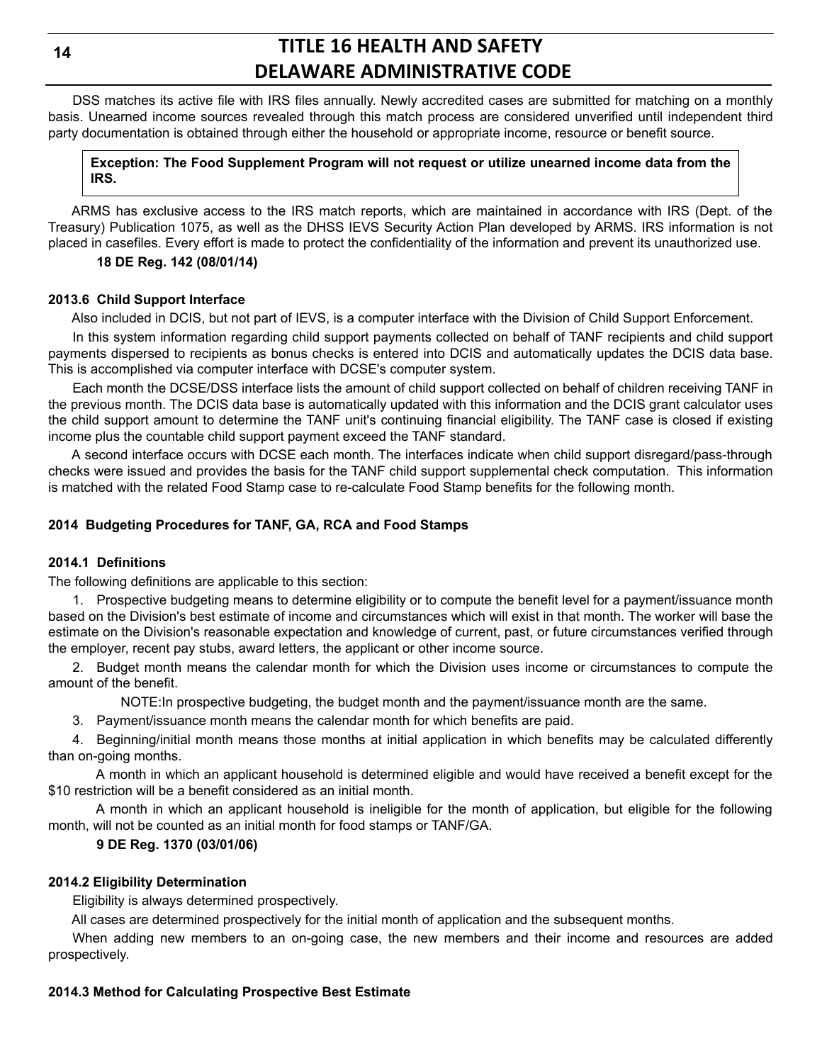DSS matches its active file with IRS files annually. Newly accredited cases are submitted for matching on a monthly basis. Unearned income sources revealed through this match process are considered unverified until independent third party documentation is obtained through either the household or appropriate income, resource or benefit source.

> **Exception: The Food Supplement Program will not request or utilize unearned income data from the IRS.**

ARMS has exclusive access to the IRS match reports, which are maintained in accordance with IRS (Dept. of the Treasury) Publication 1075, as well as the DHSS IEVS Security Action Plan developed by ARMS. IRS information is not placed in casefiles. Every effort is made to protect the confidentiality of the information and prevent its unauthorized use.

**18 DE Reg. 142 (08/01/14)**

### 2013.6 Child Support Interface

Also included in DCIS, but not part of IEVS, is a computer interface with the Division of Child Support Enforcement.

In this system information regarding child support payments collected on behalf of TANF recipients and child support payments dispersed to recipients as bonus checks is entered into DCIS and automatically updates the DCIS data base. This is accomplished via computer interface with DCSE's computer system.

Each month the DCSE/DSS interface lists the amount of child support collected on behalf of children receiving TANF in the previous month. The DCIS data base is automatically updated with this information and the DCIS grant calculator uses the child support amount to determine the TANF unit's continuing financial eligibility. The TANF case is closed if existing income plus the countable child support payment exceed the TANF standard.

A second interface occurs with DCSE each month. The interfaces indicate when child support disregard/pass-through checks were issued and provides the basis for the TANF child support supplemental check computation. This information is matched with the related Food Stamp case to re-calculate Food Stamp benefits for the following month.

## 2014 Budgeting Procedures for TANF, GA, RCA and Food Stamps

### 2014.1 Definitions

The following definitions are applicable to this section:

1. Prospective budgeting means to determine eligibility or to compute the benefit level for a payment/issuance month based on the Division's best estimate of income and circumstances which will exist in that month. The worker will base the estimate on the Division's reasonable expectation and knowledge of current, past, or future circumstances verified through the employer, recent pay stubs, award letters, the applicant or other income source.

2. Budget month means the calendar month for which the Division uses income or circumstances to compute the amount of the benefit.

   NOTE:In prospective budgeting, the budget month and the payment/issuance month are the same.

3. Payment/issuance month means the calendar month for which benefits are paid.

4. Beginning/initial month means those months at initial application in which benefits may be calculated differently than on-going months.

   A month in which an applicant household is determined eligible and would have received a benefit except for the $10 restriction will be a benefit considered as an initial month.

   A month in which an applicant household is ineligible for the month of application, but eligible for the following month, will not be counted as an initial month for food stamps or TANF/GA.

**9 DE Reg. 1370 (03/01/06)**

### 2014.2 Eligibility Determination

Eligibility is always determined prospectively.

All cases are determined prospectively for the initial month of application and the subsequent months.

When adding new members to an on-going case, the new members and their income and resources are added prospectively.

### 2014.3 Method for Calculating Prospective Best Estimate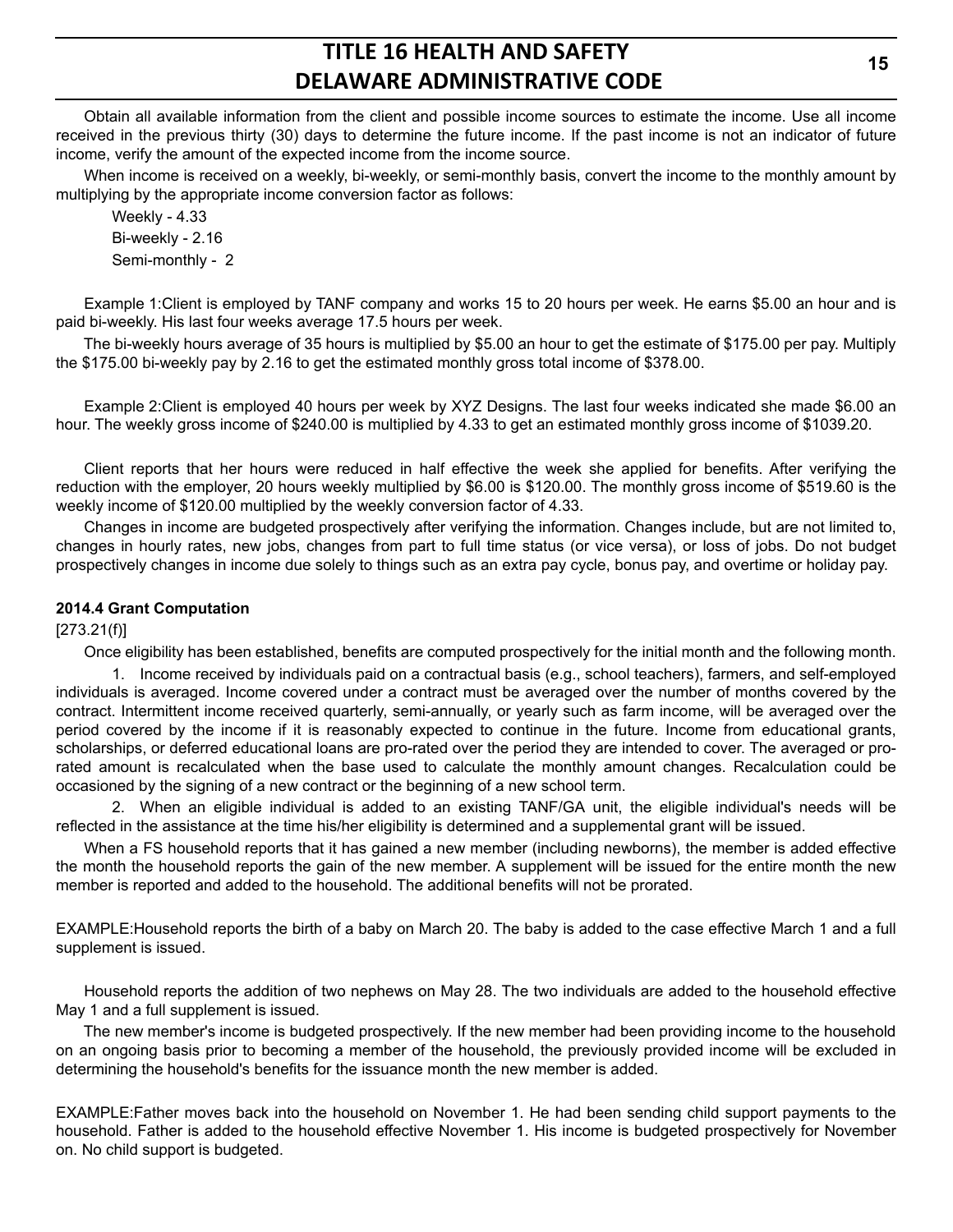Obtain all available information from the client and possible income sources to estimate the income. Use all income received in the previous thirty (30) days to determine the future income. If the past income is not an indicator of future income, verify the amount of the expected income from the income source.

When income is received on a weekly, bi-weekly, or semi-monthly basis, convert the income to the monthly amount by multiplying by the appropriate income conversion factor as follows:

Weekly - 4.33
Bi-weekly - 2.16
Semi-monthly - 2

Example 1:Client is employed by TANF company and works 15 to 20 hours per week. He earns $5.00 an hour and is paid bi-weekly. His last four weeks average 17.5 hours per week.

The bi-weekly hours average of 35 hours is multiplied by $5.00 an hour to get the estimate of $175.00 per pay. Multiply the $175.00 bi-weekly pay by 2.16 to get the estimated monthly gross total income of $378.00.

Example 2:Client is employed 40 hours per week by XYZ Designs. The last four weeks indicated she made $6.00 an hour. The weekly gross income of $240.00 is multiplied by 4.33 to get an estimated monthly gross income of $1039.20.

Client reports that her hours were reduced in half effective the week she applied for benefits. After verifying the reduction with the employer, 20 hours weekly multiplied by $6.00 is $120.00. The monthly gross income of $519.60 is the weekly income of $120.00 multiplied by the weekly conversion factor of 4.33.

Changes in income are budgeted prospectively after verifying the information. Changes include, but are not limited to, changes in hourly rates, new jobs, changes from part to full time status (or vice versa), or loss of jobs. Do not budget prospectively changes in income due solely to things such as an extra pay cycle, bonus pay, and overtime or holiday pay.

**2014.4 Grant Computation**

[273.21(f)]

Once eligibility has been established, benefits are computed prospectively for the initial month and the following month.

1. Income received by individuals paid on a contractual basis (e.g., school teachers), farmers, and self-employed individuals is averaged. Income covered under a contract must be averaged over the number of months covered by the contract. Intermittent income received quarterly, semi-annually, or yearly such as farm income, will be averaged over the period covered by the income if it is reasonably expected to continue in the future. Income from educational grants, scholarships, or deferred educational loans are pro-rated over the period they are intended to cover. The averaged or pro-rated amount is recalculated when the base used to calculate the monthly amount changes. Recalculation could be occasioned by the signing of a new contract or the beginning of a new school term.

2. When an eligible individual is added to an existing TANF/GA unit, the eligible individual's needs will be reflected in the assistance at the time his/her eligibility is determined and a supplemental grant will be issued.

When a FS household reports that it has gained a new member (including newborns), the member is added effective the month the household reports the gain of the new member. A supplement will be issued for the entire month the new member is reported and added to the household. The additional benefits will not be prorated.

EXAMPLE:Household reports the birth of a baby on March 20. The baby is added to the case effective March 1 and a full supplement is issued.

Household reports the addition of two nephews on May 28. The two individuals are added to the household effective May 1 and a full supplement is issued.

The new member's income is budgeted prospectively. If the new member had been providing income to the household on an ongoing basis prior to becoming a member of the household, the previously provided income will be excluded in determining the household's benefits for the issuance month the new member is added.

EXAMPLE:Father moves back into the household on November 1. He had been sending child support payments to the household. Father is added to the household effective November 1. His income is budgeted prospectively for November on. No child support is budgeted.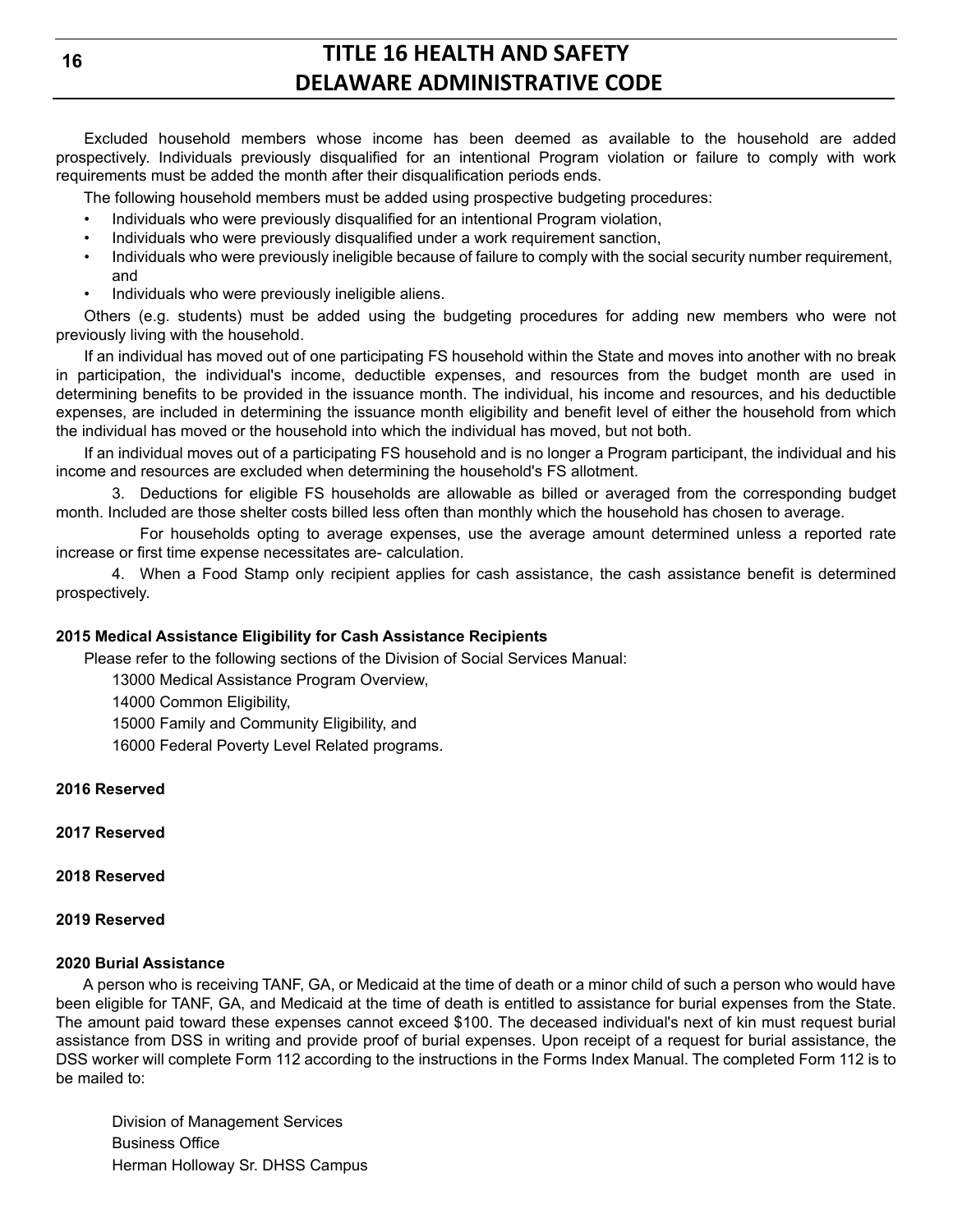Excluded household members whose income has been deemed as available to the household are added prospectively. Individuals previously disqualified for an intentional Program violation or failure to comply with work requirements must be added the month after their disqualification periods ends.

The following household members must be added using prospective budgeting procedures:

- Individuals who were previously disqualified for an intentional Program violation,
- Individuals who were previously disqualified under a work requirement sanction,
- Individuals who were previously ineligible because of failure to comply with the social security number requirement, and
- Individuals who were previously ineligible aliens.

Others (e.g. students) must be added using the budgeting procedures for adding new members who were not previously living with the household.

If an individual has moved out of one participating FS household within the State and moves into another with no break in participation, the individual's income, deductible expenses, and resources from the budget month are used in determining benefits to be provided in the issuance month. The individual, his income and resources, and his deductible expenses, are included in determining the issuance month eligibility and benefit level of either the household from which the individual has moved or the household into which the individual has moved, but not both.

If an individual moves out of a participating FS household and is no longer a Program participant, the individual and his income and resources are excluded when determining the household's FS allotment.

3. Deductions for eligible FS households are allowable as billed or averaged from the corresponding budget month. Included are those shelter costs billed less often than monthly which the household has chosen to average.

For households opting to average expenses, use the average amount determined unless a reported rate increase or first time expense necessitates are- calculation.

4. When a Food Stamp only recipient applies for cash assistance, the cash assistance benefit is determined prospectively.

**2015 Medical Assistance Eligibility for Cash Assistance Recipients**

Please refer to the following sections of the Division of Social Services Manual:

13000 Medical Assistance Program Overview,

14000 Common Eligibility,

15000 Family and Community Eligibility, and

16000 Federal Poverty Level Related programs.

**2016 Reserved**

**2017 Reserved**

**2018 Reserved**

**2019 Reserved**

**2020 Burial Assistance**

A person who is receiving TANF, GA, or Medicaid at the time of death or a minor child of such a person who would have been eligible for TANF, GA, and Medicaid at the time of death is entitled to assistance for burial expenses from the State. The amount paid toward these expenses cannot exceed $100. The deceased individual's next of kin must request burial assistance from DSS in writing and provide proof of burial expenses. Upon receipt of a request for burial assistance, the DSS worker will complete Form 112 according to the instructions in the Forms Index Manual. The completed Form 112 is to be mailed to:

Division of Management Services  
Business Office  
Herman Holloway Sr. DHSS Campus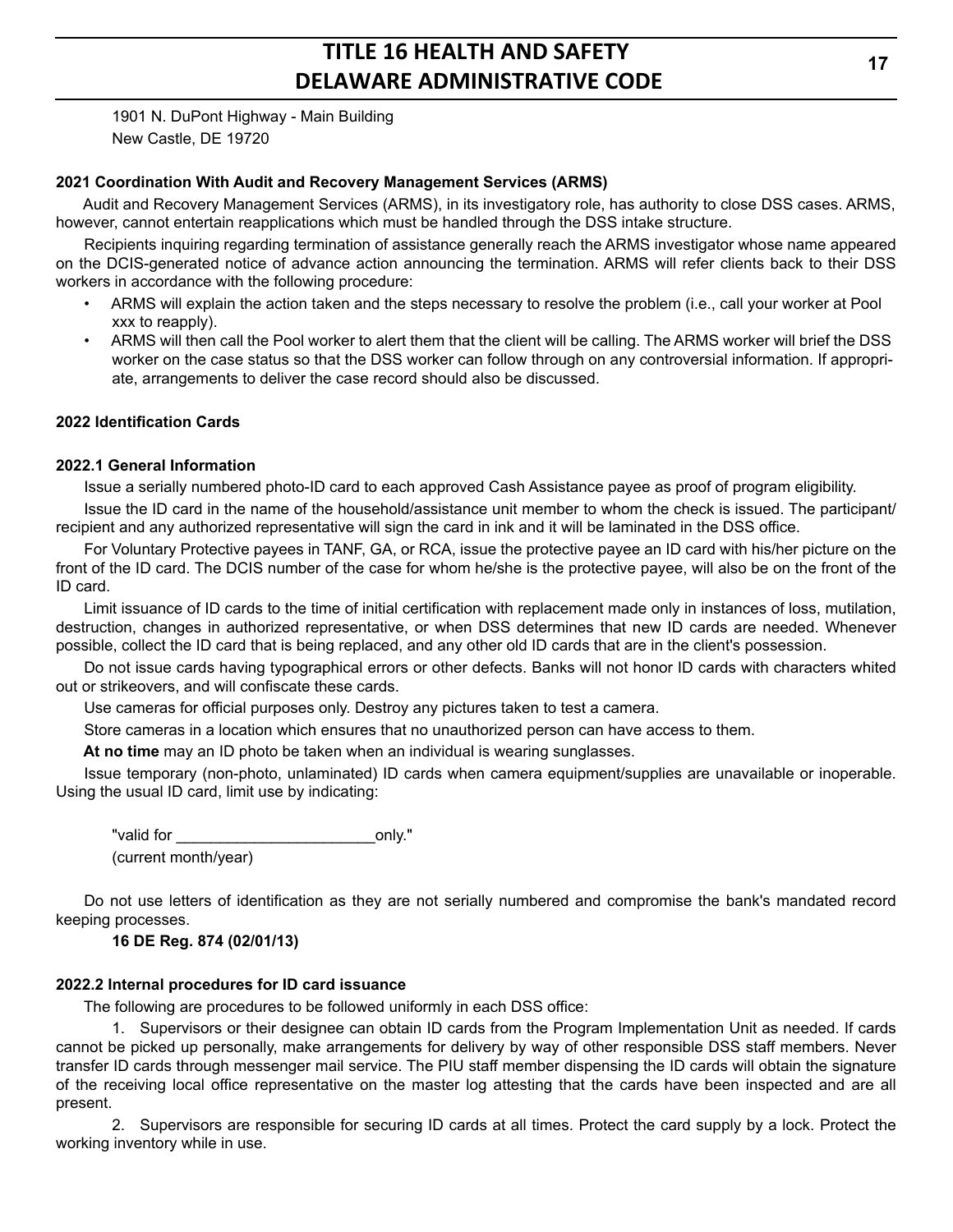1901 N. DuPont Highway - Main Building
New Castle, DE 19720

**2021 Coordination With Audit and Recovery Management Services (ARMS)**

Audit and Recovery Management Services (ARMS), in its investigatory role, has authority to close DSS cases. ARMS, however, cannot entertain reapplications which must be handled through the DSS intake structure.

Recipients inquiring regarding termination of assistance generally reach the ARMS investigator whose name appeared on the DCIS-generated notice of advance action announcing the termination. ARMS will refer clients back to their DSS workers in accordance with the following procedure:

- ARMS will explain the action taken and the steps necessary to resolve the problem (i.e., call your worker at Pool xxx to reapply).
- ARMS will then call the Pool worker to alert them that the client will be calling. The ARMS worker will brief the DSS worker on the case status so that the DSS worker can follow through on any controversial information. If appropriate, arrangements to deliver the case record should also be discussed.

**2022 Identification Cards**

**2022.1 General Information**

Issue a serially numbered photo-ID card to each approved Cash Assistance payee as proof of program eligibility.

Issue the ID card in the name of the household/assistance unit member to whom the check is issued. The participant/recipient and any authorized representative will sign the card in ink and it will be laminated in the DSS office.

For Voluntary Protective payees in TANF, GA, or RCA, issue the protective payee an ID card with his/her picture on the front of the ID card. The DCIS number of the case for whom he/she is the protective payee, will also be on the front of the ID card.

Limit issuance of ID cards to the time of initial certification with replacement made only in instances of loss, mutilation, destruction, changes in authorized representative, or when DSS determines that new ID cards are needed. Whenever possible, collect the ID card that is being replaced, and any other old ID cards that are in the client's possession.

Do not issue cards having typographical errors or other defects. Banks will not honor ID cards with characters whited out or strikeovers, and will confiscate these cards.

Use cameras for official purposes only. Destroy any pictures taken to test a camera.

Store cameras in a location which ensures that no unauthorized person can have access to them.

**At no time** may an ID photo be taken when an individual is wearing sunglasses.

Issue temporary (non-photo, unlaminated) ID cards when camera equipment/supplies are unavailable or inoperable. Using the usual ID card, limit use by indicating:

"valid for _______________________only."
(current month/year)

Do not use letters of identification as they are not serially numbered and compromise the bank's mandated record keeping processes.

**16 DE Reg. 874 (02/01/13)**

**2022.2 Internal procedures for ID card issuance**

The following are procedures to be followed uniformly in each DSS office:

1. Supervisors or their designee can obtain ID cards from the Program Implementation Unit as needed. If cards cannot be picked up personally, make arrangements for delivery by way of other responsible DSS staff members. Never transfer ID cards through messenger mail service. The PIU staff member dispensing the ID cards will obtain the signature of the receiving local office representative on the master log attesting that the cards have been inspected and are all present.

2. Supervisors are responsible for securing ID cards at all times. Protect the card supply by a lock. Protect the working inventory while in use.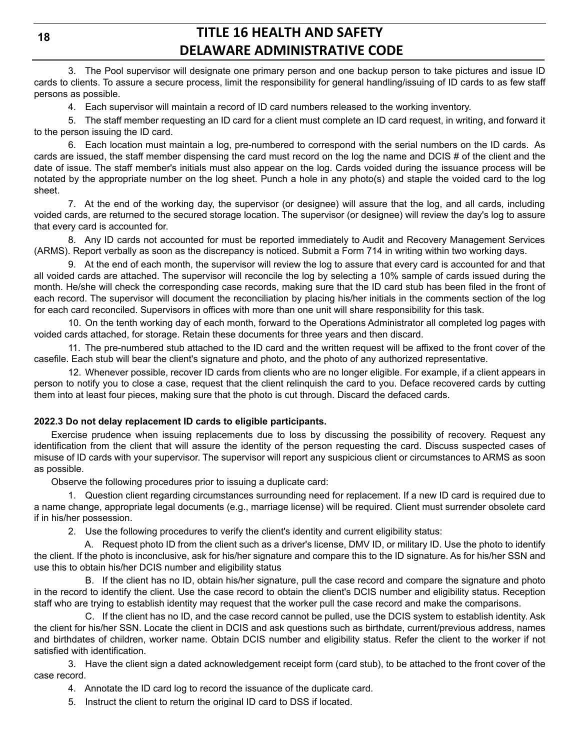3. The Pool supervisor will designate one primary person and one backup person to take pictures and issue ID cards to clients. To assure a secure process, limit the responsibility for general handling/issuing of ID cards to as few staff persons as possible.

4. Each supervisor will maintain a record of ID card numbers released to the working inventory.

5. The staff member requesting an ID card for a client must complete an ID card request, in writing, and forward it to the person issuing the ID card.

6. Each location must maintain a log, pre-numbered to correspond with the serial numbers on the ID cards. As cards are issued, the staff member dispensing the card must record on the log the name and DCIS # of the client and the date of issue. The staff member's initials must also appear on the log. Cards voided during the issuance process will be notated by the appropriate number on the log sheet. Punch a hole in any photo(s) and staple the voided card to the log sheet.

7. At the end of the working day, the supervisor (or designee) will assure that the log, and all cards, including voided cards, are returned to the secured storage location. The supervisor (or designee) will review the day's log to assure that every card is accounted for.

8. Any ID cards not accounted for must be reported immediately to Audit and Recovery Management Services (ARMS). Report verbally as soon as the discrepancy is noticed. Submit a Form 714 in writing within two working days.

9. At the end of each month, the supervisor will review the log to assure that every card is accounted for and that all voided cards are attached. The supervisor will reconcile the log by selecting a 10% sample of cards issued during the month. He/she will check the corresponding case records, making sure that the ID card stub has been filed in the front of each record. The supervisor will document the reconciliation by placing his/her initials in the comments section of the log for each card reconciled. Supervisors in offices with more than one unit will share responsibility for this task.

10. On the tenth working day of each month, forward to the Operations Administrator all completed log pages with voided cards attached, for storage. Retain these documents for three years and then discard.

11. The pre-numbered stub attached to the ID card and the written request will be affixed to the front cover of the casefile. Each stub will bear the client's signature and photo, and the photo of any authorized representative.

12. Whenever possible, recover ID cards from clients who are no longer eligible. For example, if a client appears in person to notify you to close a case, request that the client relinquish the card to you. Deface recovered cards by cutting them into at least four pieces, making sure that the photo is cut through. Discard the defaced cards.

**2022.3 Do not delay replacement ID cards to eligible participants.**

Exercise prudence when issuing replacements due to loss by discussing the possibility of recovery. Request any identification from the client that will assure the identity of the person requesting the card. Discuss suspected cases of misuse of ID cards with your supervisor. The supervisor will report any suspicious client or circumstances to ARMS as soon as possible.

Observe the following procedures prior to issuing a duplicate card:

1. Question client regarding circumstances surrounding need for replacement. If a new ID card is required due to a name change, appropriate legal documents (e.g., marriage license) will be required. Client must surrender obsolete card if in his/her possession.

2. Use the following procedures to verify the client's identity and current eligibility status:

   A. Request photo ID from the client such as a driver's license, DMV ID, or military ID. Use the photo to identify the client. If the photo is inconclusive, ask for his/her signature and compare this to the ID signature. As for his/her SSN and use this to obtain his/her DCIS number and eligibility status

   B. If the client has no ID, obtain his/her signature, pull the case record and compare the signature and photo in the record to identify the client. Use the case record to obtain the client's DCIS number and eligibility status. Reception staff who are trying to establish identity may request that the worker pull the case record and make the comparisons.

   C. If the client has no ID, and the case record cannot be pulled, use the DCIS system to establish identity. Ask the client for his/her SSN. Locate the client in DCIS and ask questions such as birthdate, current/previous address, names and birthdates of children, worker name. Obtain DCIS number and eligibility status. Refer the client to the worker if not satisfied with identification.

3. Have the client sign a dated acknowledgement receipt form (card stub), to be attached to the front cover of the case record.

4. Annotate the ID card log to record the issuance of the duplicate card.

5. Instruct the client to return the original ID card to DSS if located.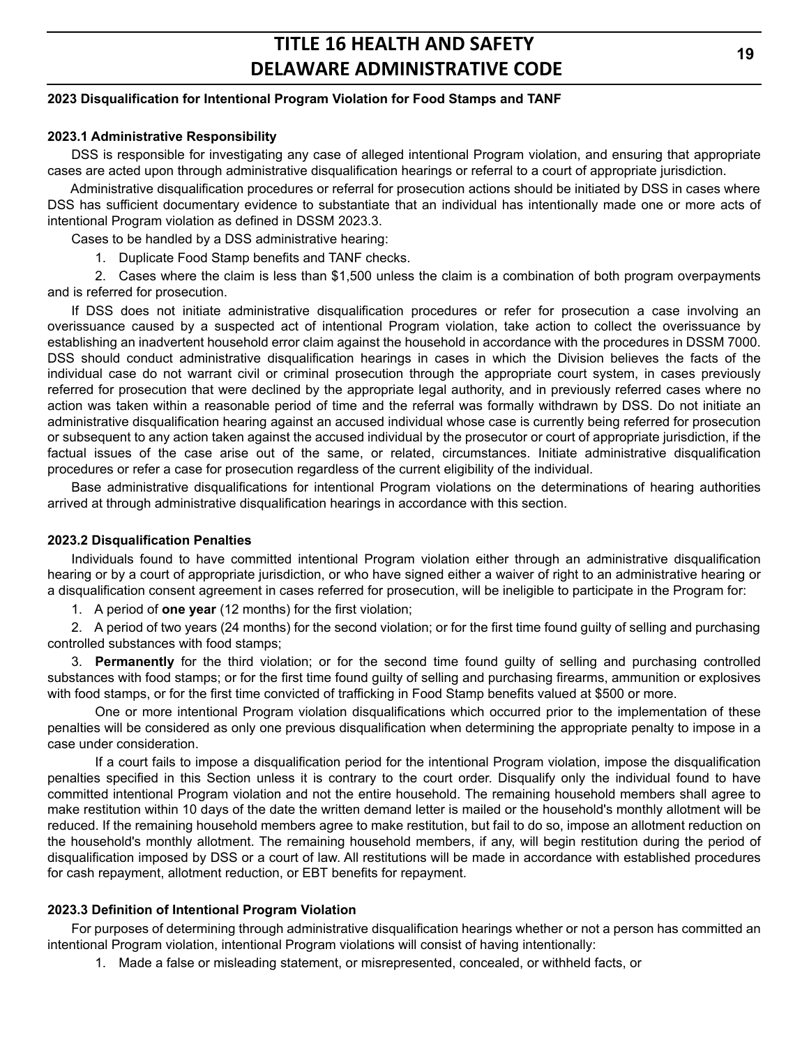## 2023 Disqualification for Intentional Program Violation for Food Stamps and TANF

### 2023.1 Administrative Responsibility

DSS is responsible for investigating any case of alleged intentional Program violation, and ensuring that appropriate cases are acted upon through administrative disqualification hearings or referral to a court of appropriate jurisdiction.

Administrative disqualification procedures or referral for prosecution actions should be initiated by DSS in cases where DSS has sufficient documentary evidence to substantiate that an individual has intentionally made one or more acts of intentional Program violation as defined in DSSM 2023.3.

Cases to be handled by a DSS administrative hearing:

1. Duplicate Food Stamp benefits and TANF checks.
2. Cases where the claim is less than $1,500 unless the claim is a combination of both program overpayments and is referred for prosecution.

If DSS does not initiate administrative disqualification procedures or refer for prosecution a case involving an overissuance caused by a suspected act of intentional Program violation, take action to collect the overissuance by establishing an inadvertent household error claim against the household in accordance with the procedures in DSSM 7000. DSS should conduct administrative disqualification hearings in cases in which the Division believes the facts of the individual case do not warrant civil or criminal prosecution through the appropriate court system, in cases previously referred for prosecution that were declined by the appropriate legal authority, and in previously referred cases where no action was taken within a reasonable period of time and the referral was formally withdrawn by DSS. Do not initiate an administrative disqualification hearing against an accused individual whose case is currently being referred for prosecution or subsequent to any action taken against the accused individual by the prosecutor or court of appropriate jurisdiction, if the factual issues of the case arise out of the same, or related, circumstances. Initiate administrative disqualification procedures or refer a case for prosecution regardless of the current eligibility of the individual.

Base administrative disqualifications for intentional Program violations on the determinations of hearing authorities arrived at through administrative disqualification hearings in accordance with this section.

### 2023.2 Disqualification Penalties

Individuals found to have committed intentional Program violation either through an administrative disqualification hearing or by a court of appropriate jurisdiction, or who have signed either a waiver of right to an administrative hearing or a disqualification consent agreement in cases referred for prosecution, will be ineligible to participate in the Program for:

1. A period of **one year** (12 months) for the first violation;
2. A period of two years (24 months) for the second violation; or for the first time found guilty of selling and purchasing controlled substances with food stamps;
3. **Permanently** for the third violation; or for the second time found guilty of selling and purchasing controlled substances with food stamps; or for the first time found guilty of selling and purchasing firearms, ammunition or explosives with food stamps, or for the first time convicted of trafficking in Food Stamp benefits valued at $500 or more.

One or more intentional Program violation disqualifications which occurred prior to the implementation of these penalties will be considered as only one previous disqualification when determining the appropriate penalty to impose in a case under consideration.

If a court fails to impose a disqualification period for the intentional Program violation, impose the disqualification penalties specified in this Section unless it is contrary to the court order. Disqualify only the individual found to have committed intentional Program violation and not the entire household. The remaining household members shall agree to make restitution within 10 days of the date the written demand letter is mailed or the household's monthly allotment will be reduced. If the remaining household members agree to make restitution, but fail to do so, impose an allotment reduction on the household's monthly allotment. The remaining household members, if any, will begin restitution during the period of disqualification imposed by DSS or a court of law. All restitutions will be made in accordance with established procedures for cash repayment, allotment reduction, or EBT benefits for repayment.

### 2023.3 Definition of Intentional Program Violation

For purposes of determining through administrative disqualification hearings whether or not a person has committed an intentional Program violation, intentional Program violations will consist of having intentionally:

1. Made a false or misleading statement, or misrepresented, concealed, or withheld facts, or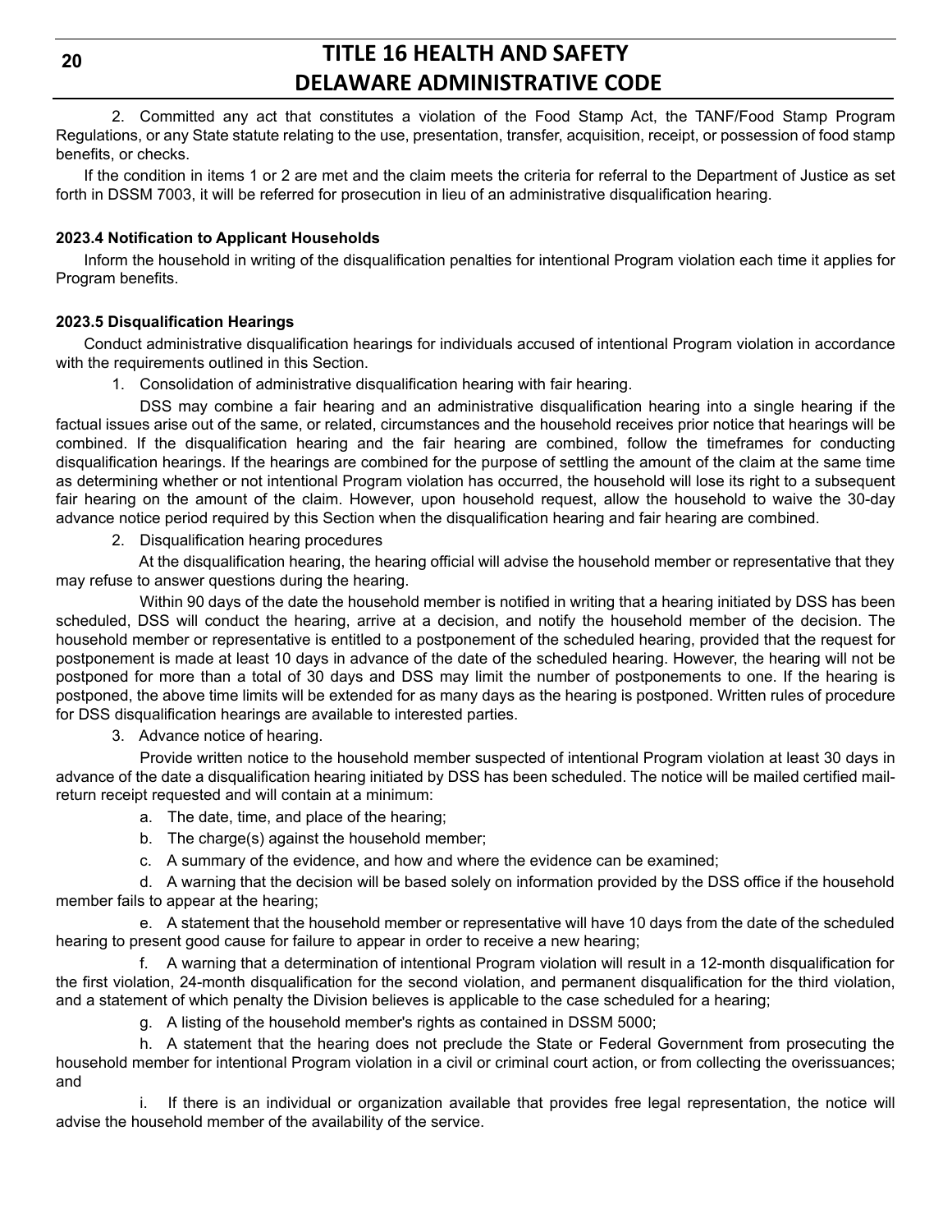2. Committed any act that constitutes a violation of the Food Stamp Act, the TANF/Food Stamp Program Regulations, or any State statute relating to the use, presentation, transfer, acquisition, receipt, or possession of food stamp benefits, or checks.

If the condition in items 1 or 2 are met and the claim meets the criteria for referral to the Department of Justice as set forth in DSSM 7003, it will be referred for prosecution in lieu of an administrative disqualification hearing.

**2023.4 Notification to Applicant Households**

Inform the household in writing of the disqualification penalties for intentional Program violation each time it applies for Program benefits.

**2023.5 Disqualification Hearings**

Conduct administrative disqualification hearings for individuals accused of intentional Program violation in accordance with the requirements outlined in this Section.

1. Consolidation of administrative disqualification hearing with fair hearing.

   DSS may combine a fair hearing and an administrative disqualification hearing into a single hearing if the factual issues arise out of the same, or related, circumstances and the household receives prior notice that hearings will be combined. If the disqualification hearing and the fair hearing are combined, follow the timeframes for conducting disqualification hearings. If the hearings are combined for the purpose of settling the amount of the claim at the same time as determining whether or not intentional Program violation has occurred, the household will lose its right to a subsequent fair hearing on the amount of the claim. However, upon household request, allow the household to waive the 30-day advance notice period required by this Section when the disqualification hearing and fair hearing are combined.

2. Disqualification hearing procedures

   At the disqualification hearing, the hearing official will advise the household member or representative that they may refuse to answer questions during the hearing.

   Within 90 days of the date the household member is notified in writing that a hearing initiated by DSS has been scheduled, DSS will conduct the hearing, arrive at a decision, and notify the household member of the decision. The household member or representative is entitled to a postponement of the scheduled hearing, provided that the request for postponement is made at least 10 days in advance of the date of the scheduled hearing. However, the hearing will not be postponed for more than a total of 30 days and DSS may limit the number of postponements to one. If the hearing is postponed, the above time limits will be extended for as many days as the hearing is postponed. Written rules of procedure for DSS disqualification hearings are available to interested parties.

3. Advance notice of hearing.

   Provide written notice to the household member suspected of intentional Program violation at least 30 days in advance of the date a disqualification hearing initiated by DSS has been scheduled. The notice will be mailed certified mail-return receipt requested and will contain at a minimum:

   a. The date, time, and place of the hearing;

   b. The charge(s) against the household member;

   c. A summary of the evidence, and how and where the evidence can be examined;

   d. A warning that the decision will be based solely on information provided by the DSS office if the household member fails to appear at the hearing;

   e. A statement that the household member or representative will have 10 days from the date of the scheduled hearing to present good cause for failure to appear in order to receive a new hearing;

   f. A warning that a determination of intentional Program violation will result in a 12-month disqualification for the first violation, 24-month disqualification for the second violation, and permanent disqualification for the third violation, and a statement of which penalty the Division believes is applicable to the case scheduled for a hearing;

   g. A listing of the household member's rights as contained in DSSM 5000;

   h. A statement that the hearing does not preclude the State or Federal Government from prosecuting the household member for intentional Program violation in a civil or criminal court action, or from collecting the overissuances; and

   i. If there is an individual or organization available that provides free legal representation, the notice will advise the household member of the availability of the service.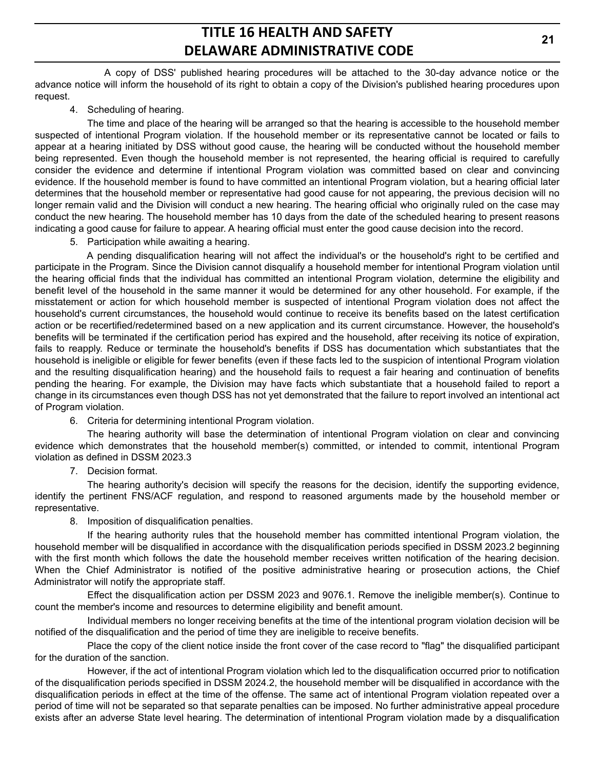A copy of DSS' published hearing procedures will be attached to the 30-day advance notice or the advance notice will inform the household of its right to obtain a copy of the Division's published hearing procedures upon request.

4. Scheduling of hearing.

The time and place of the hearing will be arranged so that the hearing is accessible to the household member suspected of intentional Program violation. If the household member or its representative cannot be located or fails to appear at a hearing initiated by DSS without good cause, the hearing will be conducted without the household member being represented. Even though the household member is not represented, the hearing official is required to carefully consider the evidence and determine if intentional Program violation was committed based on clear and convincing evidence. If the household member is found to have committed an intentional Program violation, but a hearing official later determines that the household member or representative had good cause for not appearing, the previous decision will no longer remain valid and the Division will conduct a new hearing. The hearing official who originally ruled on the case may conduct the new hearing. The household member has 10 days from the date of the scheduled hearing to present reasons indicating a good cause for failure to appear. A hearing official must enter the good cause decision into the record.

5. Participation while awaiting a hearing.

A pending disqualification hearing will not affect the individual's or the household's right to be certified and participate in the Program. Since the Division cannot disqualify a household member for intentional Program violation until the hearing official finds that the individual has committed an intentional Program violation, determine the eligibility and benefit level of the household in the same manner it would be determined for any other household. For example, if the misstatement or action for which household member is suspected of intentional Program violation does not affect the household's current circumstances, the household would continue to receive its benefits based on the latest certification action or be recertified/redetermined based on a new application and its current circumstance. However, the household's benefits will be terminated if the certification period has expired and the household, after receiving its notice of expiration, fails to reapply. Reduce or terminate the household's benefits if DSS has documentation which substantiates that the household is ineligible or eligible for fewer benefits (even if these facts led to the suspicion of intentional Program violation and the resulting disqualification hearing) and the household fails to request a fair hearing and continuation of benefits pending the hearing. For example, the Division may have facts which substantiate that a household failed to report a change in its circumstances even though DSS has not yet demonstrated that the failure to report involved an intentional act of Program violation.

6. Criteria for determining intentional Program violation.

The hearing authority will base the determination of intentional Program violation on clear and convincing evidence which demonstrates that the household member(s) committed, or intended to commit, intentional Program violation as defined in DSSM 2023.3

7. Decision format.

The hearing authority's decision will specify the reasons for the decision, identify the supporting evidence, identify the pertinent FNS/ACF regulation, and respond to reasoned arguments made by the household member or representative.

8. Imposition of disqualification penalties.

If the hearing authority rules that the household member has committed intentional Program violation, the household member will be disqualified in accordance with the disqualification periods specified in DSSM 2023.2 beginning with the first month which follows the date the household member receives written notification of the hearing decision. When the Chief Administrator is notified of the positive administrative hearing or prosecution actions, the Chief Administrator will notify the appropriate staff.

Effect the disqualification action per DSSM 2023 and 9076.1. Remove the ineligible member(s). Continue to count the member's income and resources to determine eligibility and benefit amount.

Individual members no longer receiving benefits at the time of the intentional program violation decision will be notified of the disqualification and the period of time they are ineligible to receive benefits.

Place the copy of the client notice inside the front cover of the case record to "flag" the disqualified participant for the duration of the sanction.

However, if the act of intentional Program violation which led to the disqualification occurred prior to notification of the disqualification periods specified in DSSM 2024.2, the household member will be disqualified in accordance with the disqualification periods in effect at the time of the offense. The same act of intentional Program violation repeated over a period of time will not be separated so that separate penalties can be imposed. No further administrative appeal procedure exists after an adverse State level hearing. The determination of intentional Program violation made by a disqualification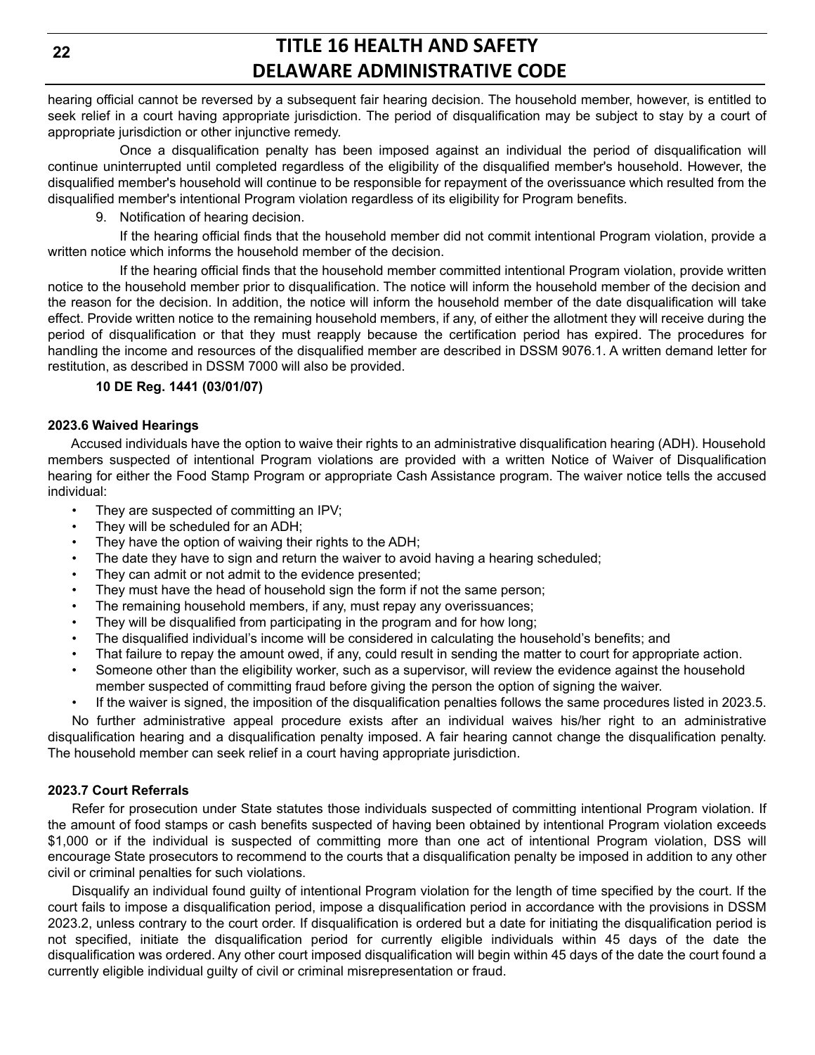hearing official cannot be reversed by a subsequent fair hearing decision. The household member, however, is entitled to seek relief in a court having appropriate jurisdiction. The period of disqualification may be subject to stay by a court of appropriate jurisdiction or other injunctive remedy.

Once a disqualification penalty has been imposed against an individual the period of disqualification will continue uninterrupted until completed regardless of the eligibility of the disqualified member's household. However, the disqualified member's household will continue to be responsible for repayment of the overissuance which resulted from the disqualified member's intentional Program violation regardless of its eligibility for Program benefits.

9. Notification of hearing decision.

If the hearing official finds that the household member did not commit intentional Program violation, provide a written notice which informs the household member of the decision.

If the hearing official finds that the household member committed intentional Program violation, provide written notice to the household member prior to disqualification. The notice will inform the household member of the decision and the reason for the decision. In addition, the notice will inform the household member of the date disqualification will take effect. Provide written notice to the remaining household members, if any, of either the allotment they will receive during the period of disqualification or that they must reapply because the certification period has expired. The procedures for handling the income and resources of the disqualified member are described in DSSM 9076.1. A written demand letter for restitution, as described in DSSM 7000 will also be provided.

**10 DE Reg. 1441 (03/01/07)**

**2023.6 Waived Hearings**

Accused individuals have the option to waive their rights to an administrative disqualification hearing (ADH). Household members suspected of intentional Program violations are provided with a written Notice of Waiver of Disqualification hearing for either the Food Stamp Program or appropriate Cash Assistance program. The waiver notice tells the accused individual:

- They are suspected of committing an IPV;
- They will be scheduled for an ADH;
- They have the option of waiving their rights to the ADH;
- The date they have to sign and return the waiver to avoid having a hearing scheduled;
- They can admit or not admit to the evidence presented;
- They must have the head of household sign the form if not the same person;
- The remaining household members, if any, must repay any overissuances;
- They will be disqualified from participating in the program and for how long;
- The disqualified individual's income will be considered in calculating the household's benefits; and
- That failure to repay the amount owed, if any, could result in sending the matter to court for appropriate action.
- Someone other than the eligibility worker, such as a supervisor, will review the evidence against the household member suspected of committing fraud before giving the person the option of signing the waiver.
- If the waiver is signed, the imposition of the disqualification penalties follows the same procedures listed in 2023.5.

No further administrative appeal procedure exists after an individual waives his/her right to an administrative disqualification hearing and a disqualification penalty imposed. A fair hearing cannot change the disqualification penalty. The household member can seek relief in a court having appropriate jurisdiction.

**2023.7 Court Referrals**

Refer for prosecution under State statutes those individuals suspected of committing intentional Program violation. If the amount of food stamps or cash benefits suspected of having been obtained by intentional Program violation exceeds $1,000 or if the individual is suspected of committing more than one act of intentional Program violation, DSS will encourage State prosecutors to recommend to the courts that a disqualification penalty be imposed in addition to any other civil or criminal penalties for such violations.

Disqualify an individual found guilty of intentional Program violation for the length of time specified by the court. If the court fails to impose a disqualification period, impose a disqualification period in accordance with the provisions in DSSM 2023.2, unless contrary to the court order. If disqualification is ordered but a date for initiating the disqualification period is not specified, initiate the disqualification period for currently eligible individuals within 45 days of the date the disqualification was ordered. Any other court imposed disqualification will begin within 45 days of the date the court found a currently eligible individual guilty of civil or criminal misrepresentation or fraud.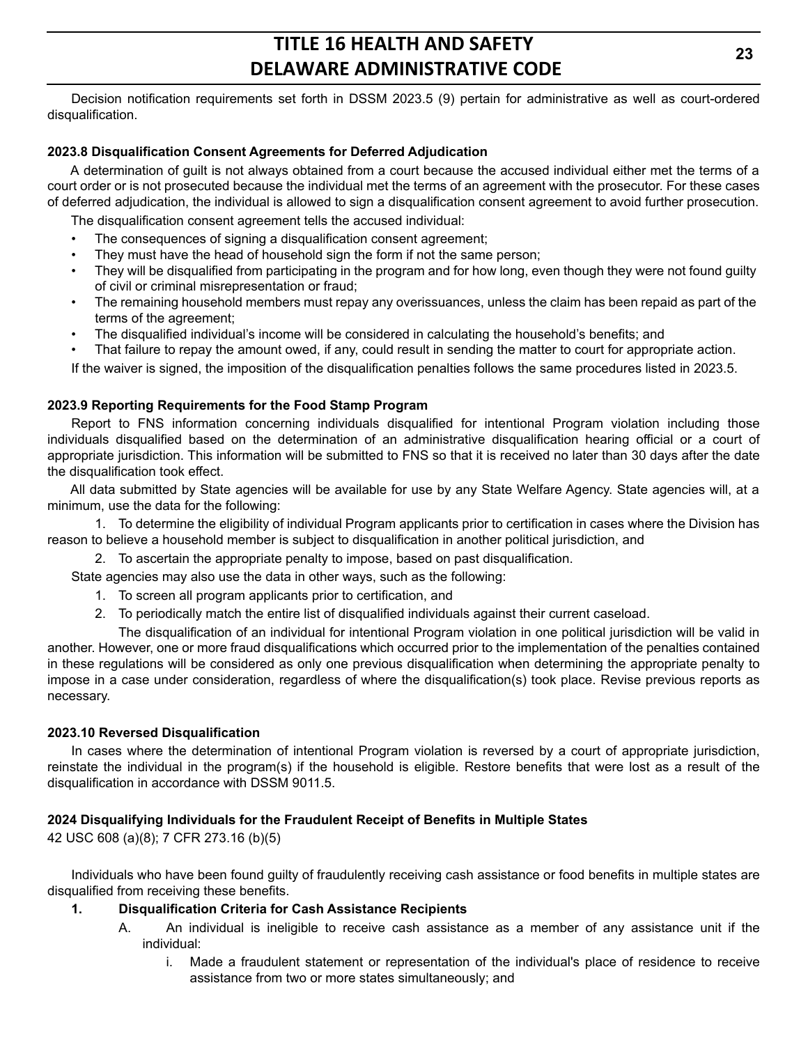Decision notification requirements set forth in DSSM 2023.5 (9) pertain for administrative as well as court-ordered disqualification.

### 2023.8 Disqualification Consent Agreements for Deferred Adjudication

A determination of guilt is not always obtained from a court because the accused individual either met the terms of a court order or is not prosecuted because the individual met the terms of an agreement with the prosecutor. For these cases of deferred adjudication, the individual is allowed to sign a disqualification consent agreement to avoid further prosecution.

The disqualification consent agreement tells the accused individual:

- The consequences of signing a disqualification consent agreement;
- They must have the head of household sign the form if not the same person;
- They will be disqualified from participating in the program and for how long, even though they were not found guilty of civil or criminal misrepresentation or fraud;
- The remaining household members must repay any overissuances, unless the claim has been repaid as part of the terms of the agreement;
- The disqualified individual's income will be considered in calculating the household's benefits; and
- That failure to repay the amount owed, if any, could result in sending the matter to court for appropriate action.

If the waiver is signed, the imposition of the disqualification penalties follows the same procedures listed in 2023.5.

### 2023.9 Reporting Requirements for the Food Stamp Program

Report to FNS information concerning individuals disqualified for intentional Program violation including those individuals disqualified based on the determination of an administrative disqualification hearing official or a court of appropriate jurisdiction. This information will be submitted to FNS so that it is received no later than 30 days after the date the disqualification took effect.

All data submitted by State agencies will be available for use by any State Welfare Agency. State agencies will, at a minimum, use the data for the following:

1. To determine the eligibility of individual Program applicants prior to certification in cases where the Division has reason to believe a household member is subject to disqualification in another political jurisdiction, and
2. To ascertain the appropriate penalty to impose, based on past disqualification.

State agencies may also use the data in other ways, such as the following:

1. To screen all program applicants prior to certification, and
2. To periodically match the entire list of disqualified individuals against their current caseload.

The disqualification of an individual for intentional Program violation in one political jurisdiction will be valid in another. However, one or more fraud disqualifications which occurred prior to the implementation of the penalties contained in these regulations will be considered as only one previous disqualification when determining the appropriate penalty to impose in a case under consideration, regardless of where the disqualification(s) took place. Revise previous reports as necessary.

### 2023.10 Reversed Disqualification

In cases where the determination of intentional Program violation is reversed by a court of appropriate jurisdiction, reinstate the individual in the program(s) if the household is eligible. Restore benefits that were lost as a result of the disqualification in accordance with DSSM 9011.5.

## 2024 Disqualifying Individuals for the Fraudulent Receipt of Benefits in Multiple States

42 USC 608 (a)(8); 7 CFR 273.16 (b)(5)

Individuals who have been found guilty of fraudulently receiving cash assistance or food benefits in multiple states are disqualified from receiving these benefits.

**1. Disqualification Criteria for Cash Assistance Recipients**

A. An individual is ineligible to receive cash assistance as a member of any assistance unit if the individual:

i. Made a fraudulent statement or representation of the individual's place of residence to receive assistance from two or more states simultaneously; and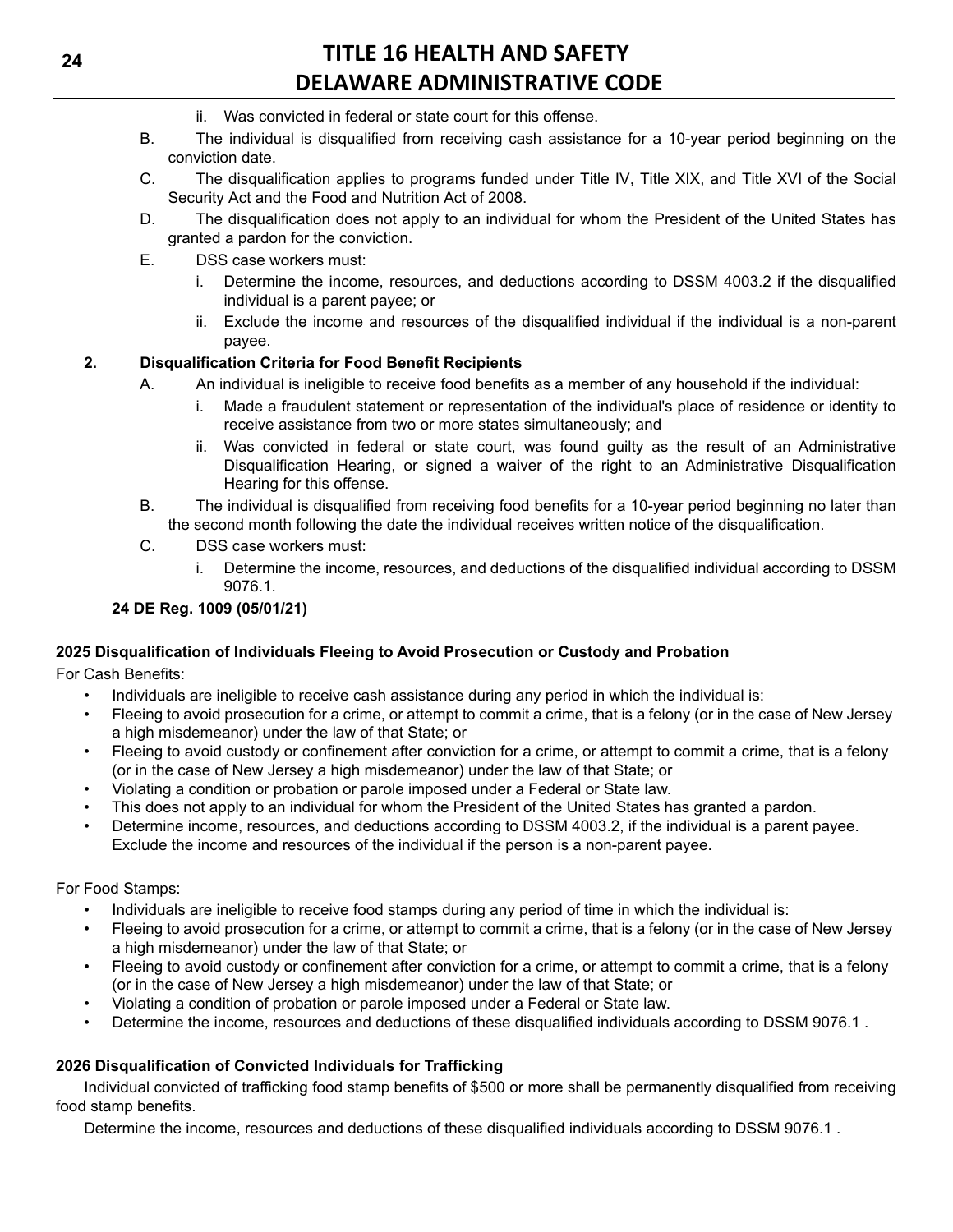ii. Was convicted in federal or state court for this offense.

B. The individual is disqualified from receiving cash assistance for a 10-year period beginning on the conviction date.

C. The disqualification applies to programs funded under Title IV, Title XIX, and Title XVI of the Social Security Act and the Food and Nutrition Act of 2008.

D. The disqualification does not apply to an individual for whom the President of the United States has granted a pardon for the conviction.

E. DSS case workers must:

i. Determine the income, resources, and deductions according to DSSM 4003.2 if the disqualified individual is a parent payee; or

ii. Exclude the income and resources of the disqualified individual if the individual is a non-parent payee.

**2. Disqualification Criteria for Food Benefit Recipients**

A. An individual is ineligible to receive food benefits as a member of any household if the individual:

i. Made a fraudulent statement or representation of the individual's place of residence or identity to receive assistance from two or more states simultaneously; and

ii. Was convicted in federal or state court, was found guilty as the result of an Administrative Disqualification Hearing, or signed a waiver of the right to an Administrative Disqualification Hearing for this offense.

B. The individual is disqualified from receiving food benefits for a 10-year period beginning no later than the second month following the date the individual receives written notice of the disqualification.

C. DSS case workers must:

i. Determine the income, resources, and deductions of the disqualified individual according to DSSM 9076.1.

**24 DE Reg. 1009 (05/01/21)**

### 2025 Disqualification of Individuals Fleeing to Avoid Prosecution or Custody and Probation

For Cash Benefits:

- Individuals are ineligible to receive cash assistance during any period in which the individual is:
- Fleeing to avoid prosecution for a crime, or attempt to commit a crime, that is a felony (or in the case of New Jersey a high misdemeanor) under the law of that State; or
- Fleeing to avoid custody or confinement after conviction for a crime, or attempt to commit a crime, that is a felony (or in the case of New Jersey a high misdemeanor) under the law of that State; or
- Violating a condition or probation or parole imposed under a Federal or State law.
- This does not apply to an individual for whom the President of the United States has granted a pardon.
- Determine income, resources, and deductions according to DSSM 4003.2, if the individual is a parent payee. Exclude the income and resources of the individual if the person is a non-parent payee.

For Food Stamps:

- Individuals are ineligible to receive food stamps during any period of time in which the individual is:
- Fleeing to avoid prosecution for a crime, or attempt to commit a crime, that is a felony (or in the case of New Jersey a high misdemeanor) under the law of that State; or
- Fleeing to avoid custody or confinement after conviction for a crime, or attempt to commit a crime, that is a felony (or in the case of New Jersey a high misdemeanor) under the law of that State; or
- Violating a condition of probation or parole imposed under a Federal or State law.
- Determine the income, resources and deductions of these disqualified individuals according to DSSM 9076.1 .

### 2026 Disqualification of Convicted Individuals for Trafficking

Individual convicted of trafficking food stamp benefits of $500 or more shall be permanently disqualified from receiving food stamp benefits.

Determine the income, resources and deductions of these disqualified individuals according to DSSM 9076.1 .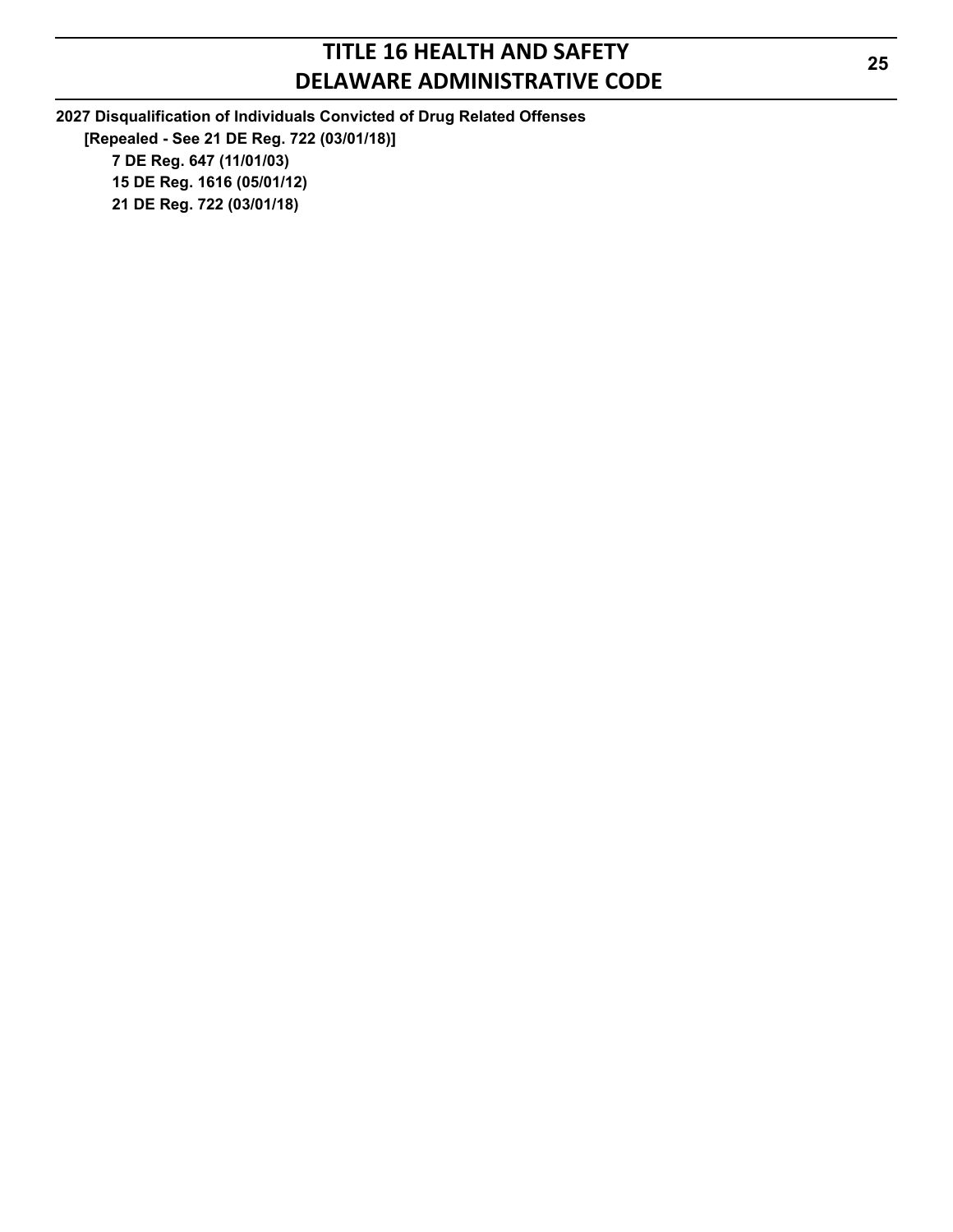**2027 Disqualification of Individuals Convicted of Drug Related Offenses**

**[Repealed - See 21 DE Reg. 722 (03/01/18)]**

**7 DE Reg. 647 (11/01/03)**

**15 DE Reg. 1616 (05/01/12)**

**21 DE Reg. 722 (03/01/18)**